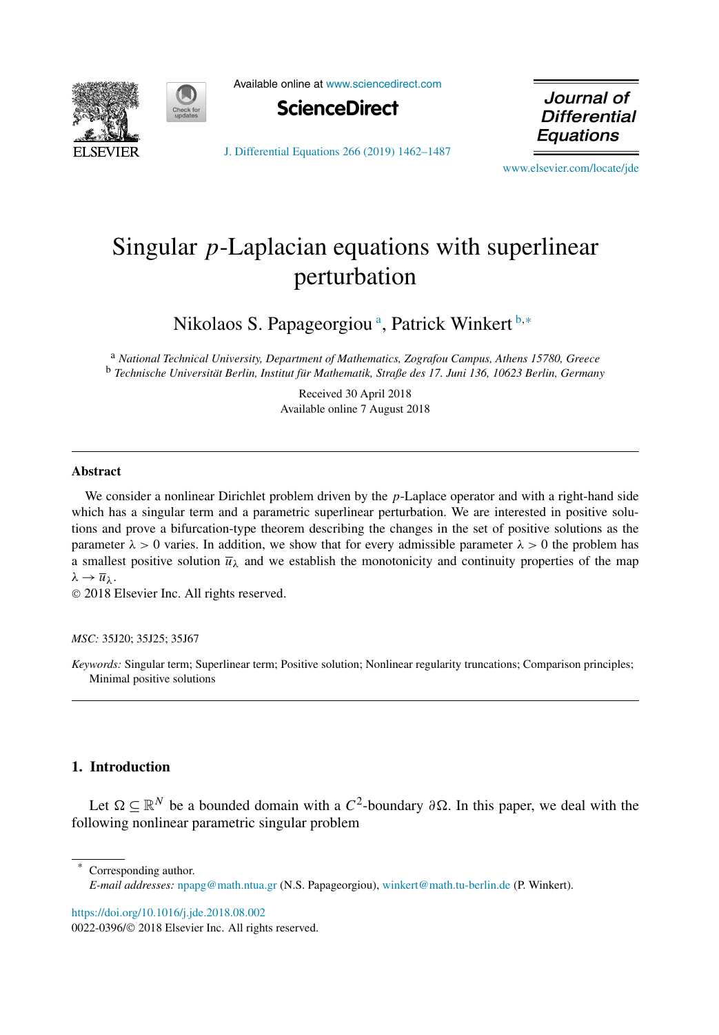# Singular $p$-Laplacian equations with superlinear perturbation

Nikolaos S. Papageorgiou [a], Patrick Winkert [b,*]

[a] *National Technical University, Department of Mathematics, Zografou Campus, Athens 15780, Greece*
[b] *Technische Universität Berlin, Institut für Mathematik, Straße des 17. Juni 136, 10623 Berlin, Germany*

Received 30 April 2018
Available online 7 August 2018

---

## Abstract

We consider a nonlinear Dirichlet problem driven by the $p$-Laplace operator and with a right-hand side which has a singular term and a parametric superlinear perturbation. We are interested in positive solutions and prove a bifurcation-type theorem describing the changes in the set of positive solutions as the parameter $\lambda > 0$ varies. In addition, we show that for every admissible parameter $\lambda > 0$ the problem has a smallest positive solution $\overline{u}_\lambda$ and we establish the monotonicity and continuity properties of the map $\lambda \to \overline{u}_\lambda$.

© 2018 Elsevier Inc. All rights reserved.

*MSC:* 35J20; 35J25; 35J67

*Keywords:* Singular term; Superlinear term; Positive solution; Nonlinear regularity truncations; Comparison principles; Minimal positive solutions

---

## 1. Introduction

Let $\Omega \subseteq \mathbb{R}^N$ be a bounded domain with a $C^2$-boundary $\partial\Omega$. In this paper, we deal with the following nonlinear parametric singular problem

---

\* Corresponding author.
*E-mail addresses:* npapg@math.ntua.gr (N.S. Papageorgiou), winkert@math.tu-berlin.de (P. Winkert).

https://doi.org/10.1016/j.jde.2018.08.002
0022-0396/© 2018 Elsevier Inc. All rights reserved.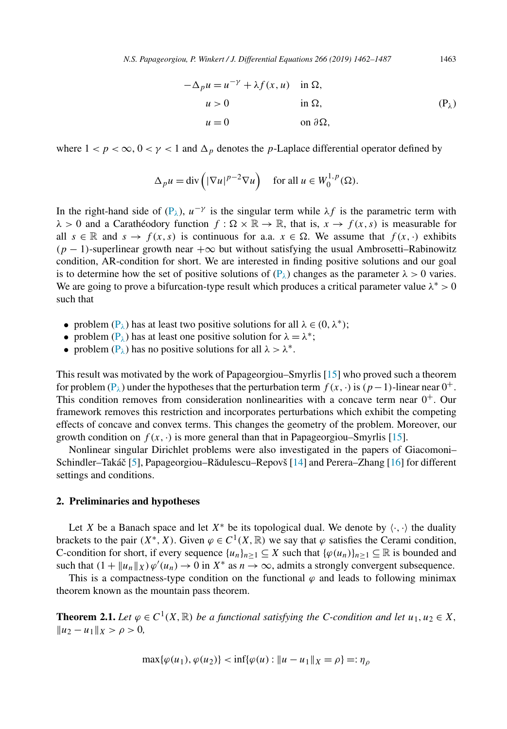$$
\begin{aligned}
-\Delta_p u &= u^{-\gamma} + \lambda f(x,u) \quad && \text{in } \Omega,\\
u &> 0 && \text{in } \Omega, \qquad\qquad (\mathrm{P}_\lambda)\\
u &= 0 && \text{on } \partial\Omega,
\end{aligned}
$$

where $1 < p < \infty$, $0 < \gamma < 1$ and $\Delta_p$ denotes the $p$-Laplace differential operator defined by

$$
\Delta_p u = \operatorname{div}\left(|\nabla u|^{p-2}\nabla u\right) \quad \text{for all } u \in W_0^{1,p}(\Omega).
$$

In the right-hand side of ($\mathrm{P}_\lambda$), $u^{-\gamma}$ is the singular term while $\lambda f$ is the parametric term with $\lambda > 0$ and a Carathéodory function $f : \Omega \times \mathbb{R} \to \mathbb{R}$, that is, $x \to f(x,s)$ is measurable for all $s \in \mathbb{R}$ and $s \to f(x,s)$ is continuous for a.a. $x \in \Omega$. We assume that $f(x,\cdot)$ exhibits $(p-1)$-superlinear growth near $+\infty$ but without satisfying the usual Ambrosetti–Rabinowitz condition, AR-condition for short. We are interested in finding positive solutions and our goal is to determine how the set of positive solutions of ($\mathrm{P}_\lambda$) changes as the parameter $\lambda > 0$ varies. We are going to prove a bifurcation-type result which produces a critical parameter value $\lambda^* > 0$ such that

- problem ($\mathrm{P}_\lambda$) has at least two positive solutions for all $\lambda \in (0, \lambda^*)$;
- problem ($\mathrm{P}_\lambda$) has at least one positive solution for $\lambda = \lambda^*$;
- problem ($\mathrm{P}_\lambda$) has no positive solutions for all $\lambda > \lambda^*$.

This result was motivated by the work of Papageorgiou–Smyrlis [15] who proved such a theorem for problem ($\mathrm{P}_\lambda$) under the hypotheses that the perturbation term $f(x,\cdot)$ is $(p-1)$-linear near $0^+$. This condition removes from consideration nonlinearities with a concave term near $0^+$. Our framework removes this restriction and incorporates perturbations which exhibit the competing effects of concave and convex terms. This changes the geometry of the problem. Moreover, our growth condition on $f(x,\cdot)$ is more general than that in Papageorgiou–Smyrlis [15].

Nonlinear singular Dirichlet problems were also investigated in the papers of Giacomoni–Schindler–Takáč [5], Papageorgiou–Rădulescu–Repovš [14] and Perera–Zhang [16] for different settings and conditions.

## 2. Preliminaries and hypotheses

Let $X$ be a Banach space and let $X^*$ be its topological dual. We denote by $\langle\cdot,\cdot\rangle$ the duality brackets to the pair $(X^*, X)$. Given $\varphi \in C^1(X,\mathbb{R})$ we say that $\varphi$ satisfies the Cerami condition, C-condition for short, if every sequence $\{u_n\}_{n\ge1} \subseteq X$ such that $\{\varphi(u_n)\}_{n\ge1} \subseteq \mathbb{R}$ is bounded and such that $(1 + \|u_n\|_X)\varphi'(u_n) \to 0$ in $X^*$ as $n \to \infty$, admits a strongly convergent subsequence.

This is a compactness-type condition on the functional $\varphi$ and leads to following minimax theorem known as the mountain pass theorem.

**Theorem 2.1.** *Let $\varphi \in C^1(X,\mathbb{R})$ be a functional satisfying the C-condition and let $u_1, u_2 \in X$, $\|u_2 - u_1\|_X > \rho > 0$,*

$$
\max\{\varphi(u_1), \varphi(u_2)\} < \inf\{\varphi(u) : \|u - u_1\|_X = \rho\} =: \eta_\rho
$$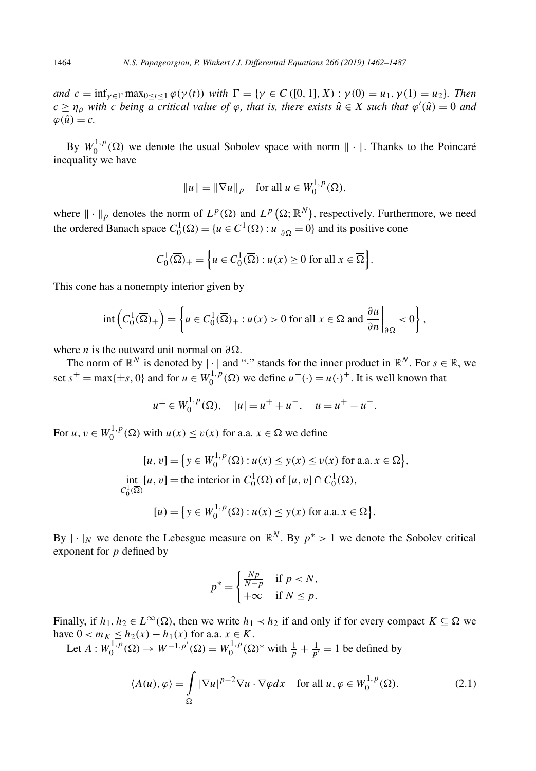*and* $c = \inf_{\gamma \in \Gamma} \max_{0 \le t \le 1} \varphi(\gamma(t))$ *with* $\Gamma = \{\gamma \in C([0,1], X) : \gamma(0) = u_1, \gamma(1) = u_2\}$. *Then* $c \geq \eta_\rho$ *with* $c$ *being a critical value of* $\varphi$*, that is, there exists* $\hat{u} \in X$ *such that* $\varphi'(\hat{u}) = 0$ *and* $\varphi(\hat{u}) = c$.

By $W_0^{1,p}(\Omega)$ we denote the usual Sobolev space with norm $\|\cdot\|$. Thanks to the Poincaré inequality we have

$$\|u\| = \|\nabla u\|_p \quad \text{for all } u \in W_0^{1,p}(\Omega),$$

where $\|\cdot\|_p$ denotes the norm of $L^p(\Omega)$ and $L^p\left(\Omega; \mathbb{R}^N\right)$, respectively. Furthermore, we need the ordered Banach space $C_0^1(\overline{\Omega}) = \{u \in C^1(\overline{\Omega}) : u\big|_{\partial\Omega} = 0\}$ and its positive cone

$$C_0^1(\overline{\Omega})_+ = \left\{u \in C_0^1(\overline{\Omega}) : u(x) \geq 0 \text{ for all } x \in \overline{\Omega}\right\}.$$

This cone has a nonempty interior given by

$$\operatorname{int}\left(C_0^1(\overline{\Omega})_+\right) = \left\{u \in C_0^1(\overline{\Omega})_+ : u(x) > 0 \text{ for all } x \in \Omega \text{ and } \frac{\partial u}{\partial n}\bigg|_{\partial\Omega} < 0\right\},$$

where $n$ is the outward unit normal on $\partial\Omega$.

The norm of $\mathbb{R}^N$ is denoted by $|\cdot|$ and "$\cdot$" stands for the inner product in $\mathbb{R}^N$. For $s \in \mathbb{R}$, we set $s^\pm = \max\{\pm s, 0\}$ and for $u \in W_0^{1,p}(\Omega)$ we define $u^\pm(\cdot) = u(\cdot)^\pm$. It is well known that

$$u^\pm \in W_0^{1,p}(\Omega), \quad |u| = u^+ + u^-, \quad u = u^+ - u^-.$$

For $u, v \in W_0^{1,p}(\Omega)$ with $u(x) \leq v(x)$ for a.a. $x \in \Omega$ we define

$$[u, v] = \left\{y \in W_0^{1,p}(\Omega) : u(x) \leq y(x) \leq v(x) \text{ for a.a. } x \in \Omega\right\},$$

$$\operatorname*{int}_{C_0^1(\overline{\Omega})} [u, v] = \text{the interior in } C_0^1(\overline{\Omega}) \text{ of } [u, v] \cap C_0^1(\overline{\Omega}),$$

$$[u) = \left\{y \in W_0^{1,p}(\Omega) : u(x) \leq y(x) \text{ for a.a. } x \in \Omega\right\}.$$

By $|\cdot|_N$ we denote the Lebesgue measure on $\mathbb{R}^N$. By $p^* > 1$ we denote the Sobolev critical exponent for $p$ defined by

$$p^* = \begin{cases} \frac{Np}{N-p} & \text{if } p < N, \\ +\infty & \text{if } N \leq p. \end{cases}$$

Finally, if $h_1, h_2 \in L^\infty(\Omega)$, then we write $h_1 \prec h_2$ if and only if for every compact $K \subseteq \Omega$ we have $0 < m_K \leq h_2(x) - h_1(x)$ for a.a. $x \in K$.

Let $A : W_0^{1,p}(\Omega) \to W^{-1,p'}(\Omega) = W_0^{1,p}(\Omega)^*$ with $\frac{1}{p} + \frac{1}{p'} = 1$ be defined by

$$\langle A(u), \varphi \rangle = \int_\Omega |\nabla u|^{p-2} \nabla u \cdot \nabla \varphi dx \quad \text{for all } u, \varphi \in W_0^{1,p}(\Omega). \tag{2.1}$$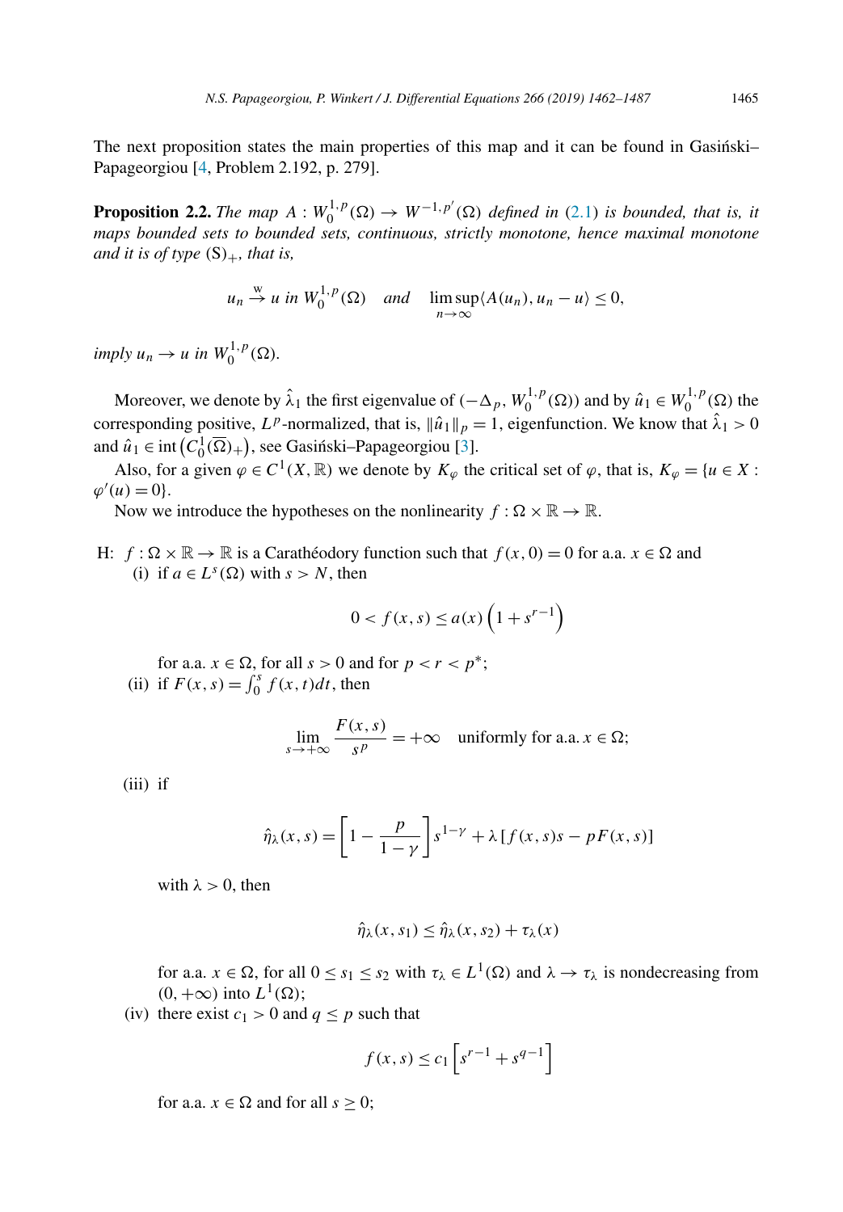The next proposition states the main properties of this map and it can be found in Gasiński–Papageorgiou [4, Problem 2.192, p. 279].

**Proposition 2.2.** *The map $A : W_0^{1,p}(\Omega) \to W^{-1,p'}(\Omega)$ defined in (2.1) is bounded, that is, it maps bounded sets to bounded sets, continuous, strictly monotone, hence maximal monotone and it is of type* $(\mathrm{S})_+$, *that is,*

$$u_n \xrightarrow{\mathrm{w}} u \text{ in } W_0^{1,p}(\Omega) \quad \text{and} \quad \limsup_{n\to\infty} \langle A(u_n), u_n - u\rangle \le 0,$$

*imply* $u_n \to u$ *in* $W_0^{1,p}(\Omega)$.

Moreover, we denote by $\hat{\lambda}_1$ the first eigenvalue of $(-\Delta_p, W_0^{1,p}(\Omega))$ and by $\hat{u}_1 \in W_0^{1,p}(\Omega)$ the corresponding positive, $L^p$-normalized, that is, $\|\hat{u}_1\|_p = 1$, eigenfunction. We know that $\hat{\lambda}_1 > 0$ and $\hat{u}_1 \in \operatorname{int}\left(C_0^1(\overline{\Omega})_+\right)$, see Gasiński–Papageorgiou [3].

Also, for a given $\varphi \in C^1(X, \mathbb{R})$ we denote by $K_\varphi$ the critical set of $\varphi$, that is, $K_\varphi = \{u \in X : \varphi'(u) = 0\}$.

Now we introduce the hypotheses on the nonlinearity $f : \Omega \times \mathbb{R} \to \mathbb{R}$.

H: $f : \Omega \times \mathbb{R} \to \mathbb{R}$ is a Carathéodory function such that $f(x, 0) = 0$ for a.a. $x \in \Omega$ and

(i) if $a \in L^s(\Omega)$ with $s > N$, then

$$0 < f(x,s) \le a(x)\left(1 + s^{r-1}\right)$$

for a.a. $x \in \Omega$, for all $s > 0$ and for $p < r < p^*$;

(ii) if $F(x,s) = \int_0^s f(x,t)dt$, then

$$\lim_{s\to+\infty} \frac{F(x,s)}{s^p} = +\infty \quad \text{uniformly for a.a. } x \in \Omega;$$

(iii) if

$$\hat{\eta}_\lambda(x,s) = \left[1 - \frac{p}{1-\gamma}\right] s^{1-\gamma} + \lambda\left[f(x,s)s - pF(x,s)\right]$$

with $\lambda > 0$, then

$$\hat{\eta}_\lambda(x,s_1) \le \hat{\eta}_\lambda(x,s_2) + \tau_\lambda(x)$$

for a.a. $x \in \Omega$, for all $0 \le s_1 \le s_2$ with $\tau_\lambda \in L^1(\Omega)$ and $\lambda \to \tau_\lambda$ is nondecreasing from $(0, +\infty)$ into $L^1(\Omega)$;

(iv) there exist $c_1 > 0$ and $q \le p$ such that

$$f(x,s) \le c_1\left[s^{r-1} + s^{q-1}\right]$$

for a.a. $x \in \Omega$ and for all $s \ge 0$;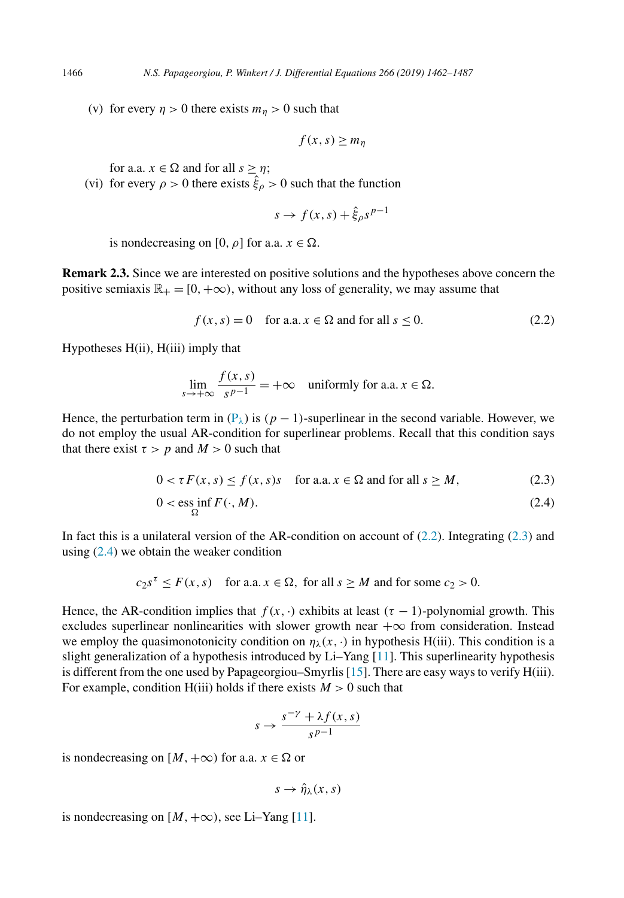(v) for every $\eta > 0$ there exists $m_\eta > 0$ such that

$$f(x,s) \geq m_\eta$$

for a.a. $x \in \Omega$ and for all $s \geq \eta$;

(vi) for every $\rho > 0$ there exists $\hat{\xi}_\rho > 0$ such that the function

$$s \to f(x,s) + \hat{\xi}_\rho s^{p-1}$$

is nondecreasing on $[0, \rho]$ for a.a. $x \in \Omega$.

**Remark 2.3.** Since we are interested on positive solutions and the hypotheses above concern the positive semiaxis $\mathbb{R}_+ = [0, +\infty)$, without any loss of generality, we may assume that

$$f(x,s) = 0 \quad \text{for a.a. } x \in \Omega \text{ and for all } s \leq 0. \tag{2.2}$$

Hypotheses H(ii), H(iii) imply that

$$\lim_{s \to +\infty} \frac{f(x,s)}{s^{p-1}} = +\infty \quad \text{uniformly for a.a. } x \in \Omega.$$

Hence, the perturbation term in ($\mathrm{P}_\lambda$) is $(p-1)$-superlinear in the second variable. However, we do not employ the usual AR-condition for superlinear problems. Recall that this condition says that there exist $\tau > p$ and $M > 0$ such that

$$0 < \tau F(x,s) \leq f(x,s)s \quad \text{for a.a. } x \in \Omega \text{ and for all } s \geq M, \tag{2.3}$$

$$0 < \operatorname*{ess\,inf}_{\Omega} F(\cdot, M). \tag{2.4}$$

In fact this is a unilateral version of the AR-condition on account of (2.2). Integrating (2.3) and using (2.4) we obtain the weaker condition

$$c_2 s^\tau \leq F(x,s) \quad \text{for a.a. } x \in \Omega, \text{ for all } s \geq M \text{ and for some } c_2 > 0.$$

Hence, the AR-condition implies that $f(x,\cdot)$ exhibits at least $(\tau - 1)$-polynomial growth. This excludes superlinear nonlinearities with slower growth near $+\infty$ from consideration. Instead we employ the quasimonotonicity condition on $\eta_\lambda(x,\cdot)$ in hypothesis H(iii). This condition is a slight generalization of a hypothesis introduced by Li–Yang [11]. This superlinearity hypothesis is different from the one used by Papageorgiou–Smyrlis [15]. There are easy ways to verify H(iii). For example, condition H(iii) holds if there exists $M > 0$ such that

$$s \to \frac{s^{-\gamma} + \lambda f(x,s)}{s^{p-1}}$$

is nondecreasing on $[M, +\infty)$ for a.a. $x \in \Omega$ or

$$s \to \hat{\eta}_\lambda(x,s)$$

is nondecreasing on $[M, +\infty)$, see Li–Yang [11].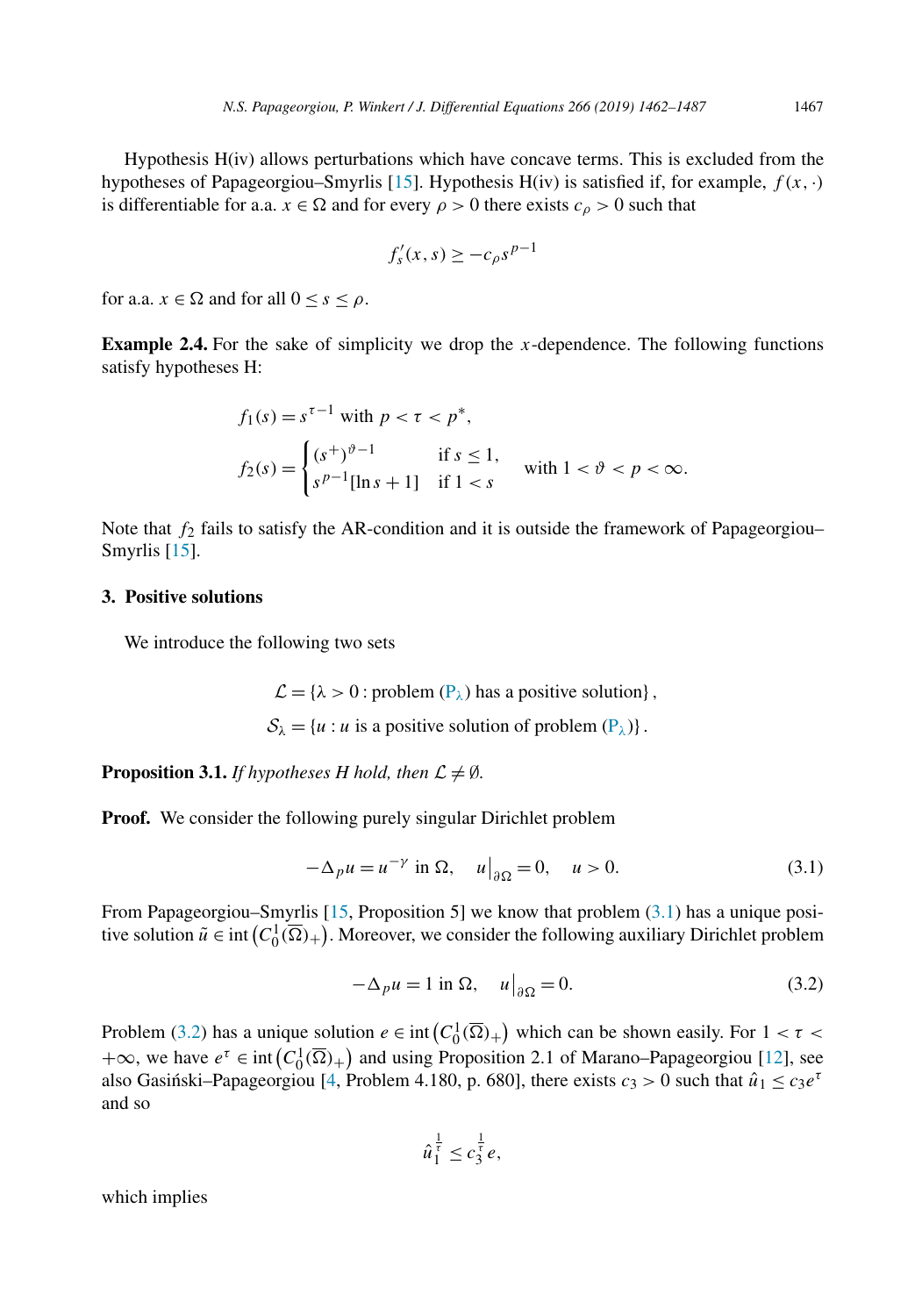Hypothesis H(iv) allows perturbations which have concave terms. This is excluded from the hypotheses of Papageorgiou–Smyrlis [15]. Hypothesis H(iv) is satisfied if, for example, $f(x,\cdot)$ is differentiable for a.a. $x \in \Omega$ and for every $\rho > 0$ there exists $c_\rho > 0$ such that

$$f_s'(x,s) \geq -c_\rho s^{p-1}$$

for a.a. $x \in \Omega$ and for all $0 \leq s \leq \rho$.

**Example 2.4.** For the sake of simplicity we drop the $x$-dependence. The following functions satisfy hypotheses H:

$$f_1(s) = s^{\tau-1} \text{ with } p < \tau < p^*,$$

$$f_2(s) = \begin{cases} (s^+)^{\vartheta-1} & \text{if } s \leq 1, \\ s^{p-1}[\ln s + 1] & \text{if } 1 < s \end{cases} \quad \text{with } 1 < \vartheta < p < \infty.$$

Note that $f_2$ fails to satisfy the AR-condition and it is outside the framework of Papageorgiou–Smyrlis [15].

## 3. Positive solutions

We introduce the following two sets

$$\mathcal{L} = \{\lambda > 0 : \text{problem } (\mathrm{P}_\lambda) \text{ has a positive solution}\},$$

$$\mathcal{S}_\lambda = \{u : u \text{ is a positive solution of problem } (\mathrm{P}_\lambda)\}.$$

**Proposition 3.1.** *If hypotheses H hold, then $\mathcal{L} \neq \emptyset$.*

**Proof.** We consider the following purely singular Dirichlet problem

$$-\Delta_p u = u^{-\gamma} \text{ in } \Omega, \quad u\big|_{\partial\Omega} = 0, \quad u > 0. \tag{3.1}$$

From Papageorgiou–Smyrlis [15, Proposition 5] we know that problem (3.1) has a unique positive solution $\tilde{u} \in \operatorname{int}\left(C_0^1(\overline{\Omega})_+\right)$. Moreover, we consider the following auxiliary Dirichlet problem

$$-\Delta_p u = 1 \text{ in } \Omega, \quad u\big|_{\partial\Omega} = 0. \tag{3.2}$$

Problem (3.2) has a unique solution $e \in \operatorname{int}\left(C_0^1(\overline{\Omega})_+\right)$ which can be shown easily. For $1 < \tau < +\infty$, we have $e^\tau \in \operatorname{int}\left(C_0^1(\overline{\Omega})_+\right)$ and using Proposition 2.1 of Marano–Papageorgiou [12], see also Gasiński–Papageorgiou [4, Problem 4.180, p. 680], there exists $c_3 > 0$ such that $\hat{u}_1 \leq c_3 e^\tau$ and so

$$\hat{u}_1^{\frac{1}{\tau}} \leq c_3^{\frac{1}{\tau}} e,$$

which implies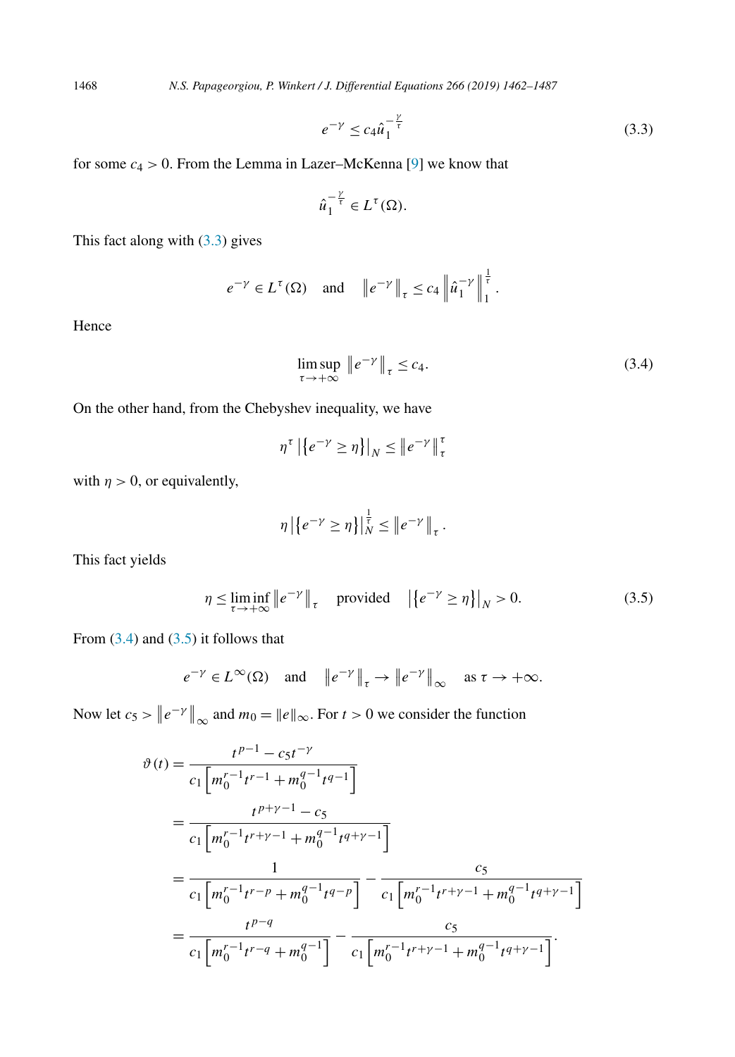$$e^{-\gamma} \leq c_4 \hat{u}_1^{-\frac{\gamma}{\tau}} \tag{3.3}$$

for some $c_4 > 0$. From the Lemma in Lazer–McKenna [9] we know that

$$\hat{u}_1^{-\frac{\gamma}{\tau}} \in L^\tau(\Omega).$$

This fact along with (3.3) gives

$$e^{-\gamma} \in L^\tau(\Omega) \quad \text{and} \quad \left\| e^{-\gamma} \right\|_\tau \leq c_4 \left\| \hat{u}_1^{-\gamma} \right\|_1^{\frac{1}{\tau}}.$$

Hence

$$\limsup_{\tau \to +\infty} \left\| e^{-\gamma} \right\|_\tau \leq c_4. \tag{3.4}$$

On the other hand, from the Chebyshev inequality, we have

$$\eta^\tau \left| \left\{ e^{-\gamma} \geq \eta \right\} \right|_N \leq \left\| e^{-\gamma} \right\|_\tau^\tau$$

with $\eta > 0$, or equivalently,

$$\eta \left| \left\{ e^{-\gamma} \geq \eta \right\} \right|_N^{\frac{1}{\tau}} \leq \left\| e^{-\gamma} \right\|_\tau.$$

This fact yields

$$\eta \leq \liminf_{\tau \to +\infty} \left\| e^{-\gamma} \right\|_\tau \quad \text{provided} \quad \left| \left\{ e^{-\gamma} \geq \eta \right\} \right|_N > 0. \tag{3.5}$$

From (3.4) and (3.5) it follows that

$$e^{-\gamma} \in L^\infty(\Omega) \quad \text{and} \quad \left\| e^{-\gamma} \right\|_\tau \to \left\| e^{-\gamma} \right\|_\infty \quad \text{as } \tau \to +\infty.$$

Now let $c_5 > \left\| e^{-\gamma} \right\|_\infty$ and $m_0 = \|e\|_\infty$. For $t > 0$ we consider the function

$$\begin{aligned}
\vartheta(t) &= \frac{t^{p-1} - c_5 t^{-\gamma}}{c_1 \left[ m_0^{r-1} t^{r-1} + m_0^{q-1} t^{q-1} \right]} \\
&= \frac{t^{p+\gamma-1} - c_5}{c_1 \left[ m_0^{r-1} t^{r+\gamma-1} + m_0^{q-1} t^{q+\gamma-1} \right]} \\
&= \frac{1}{c_1 \left[ m_0^{r-1} t^{r-p} + m_0^{q-1} t^{q-p} \right]} - \frac{c_5}{c_1 \left[ m_0^{r-1} t^{r+\gamma-1} + m_0^{q-1} t^{q+\gamma-1} \right]} \\
&= \frac{t^{p-q}}{c_1 \left[ m_0^{r-1} t^{r-q} + m_0^{q-1} \right]} - \frac{c_5}{c_1 \left[ m_0^{r-1} t^{r+\gamma-1} + m_0^{q-1} t^{q+\gamma-1} \right]}.
\end{aligned}$$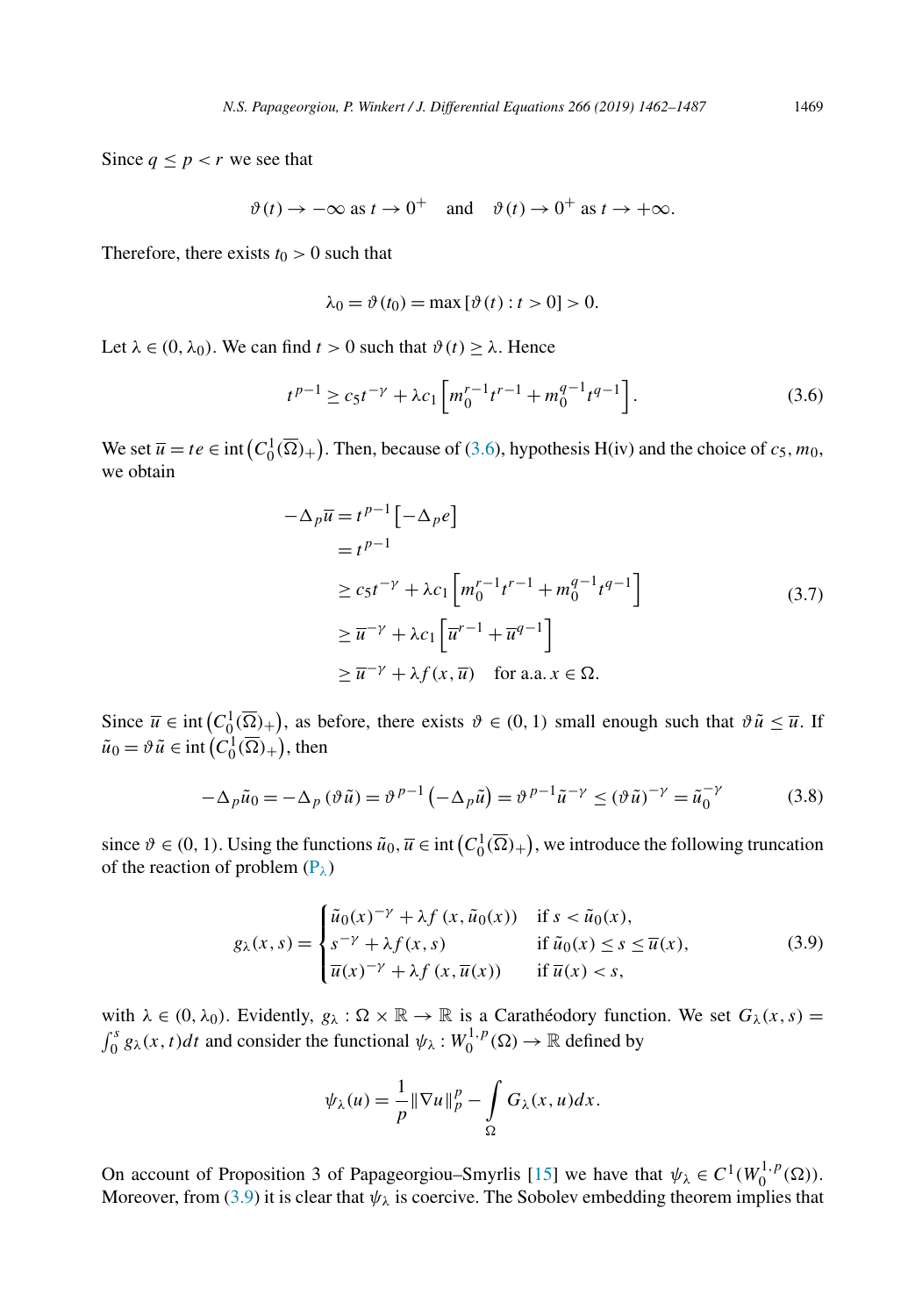Since $q \le p < r$ we see that

$$\vartheta(t) \to -\infty \text{ as } t \to 0^+ \quad \text{and} \quad \vartheta(t) \to 0^+ \text{ as } t \to +\infty.$$

Therefore, there exists $t_0 > 0$ such that

$$\lambda_0 = \vartheta(t_0) = \max[\vartheta(t) : t > 0] > 0.$$

Let $\lambda \in (0, \lambda_0)$. We can find $t > 0$ such that $\vartheta(t) \ge \lambda$. Hence

$$t^{p-1} \ge c_5 t^{-\gamma} + \lambda c_1 \left[ m_0^{r-1} t^{r-1} + m_0^{q-1} t^{q-1} \right]. \tag{3.6}$$

We set $\overline{u} = te \in \operatorname{int}\left(C_0^1(\overline{\Omega})_+\right)$. Then, because of (3.6), hypothesis H(iv) and the choice of $c_5, m_0$, we obtain

$$\begin{aligned}
-\Delta_p \overline{u} &= t^{p-1}\left[-\Delta_p e\right] \\
&= t^{p-1} \\
&\ge c_5 t^{-\gamma} + \lambda c_1 \left[ m_0^{r-1} t^{r-1} + m_0^{q-1} t^{q-1} \right] \\
&\ge \overline{u}^{-\gamma} + \lambda c_1 \left[ \overline{u}^{r-1} + \overline{u}^{q-1} \right] \\
&\ge \overline{u}^{-\gamma} + \lambda f(x, \overline{u}) \quad \text{for a.a. } x \in \Omega.
\end{aligned} \tag{3.7}$$

Since $\overline{u} \in \operatorname{int}\left(C_0^1(\overline{\Omega})_+\right)$, as before, there exists $\vartheta \in (0,1)$ small enough such that $\vartheta \tilde{u} \le \overline{u}$. If $\tilde{u}_0 = \vartheta \tilde{u} \in \operatorname{int}\left(C_0^1(\overline{\Omega})_+\right)$, then

$$-\Delta_p \tilde{u}_0 = -\Delta_p (\vartheta \tilde{u}) = \vartheta^{p-1}\left(-\Delta_p \tilde{u}\right) = \vartheta^{p-1} \tilde{u}^{-\gamma} \le (\vartheta \tilde{u})^{-\gamma} = \tilde{u}_0^{-\gamma} \tag{3.8}$$

since $\vartheta \in (0,1)$. Using the functions $\tilde{u}_0, \overline{u} \in \operatorname{int}\left(C_0^1(\overline{\Omega})_+\right)$, we introduce the following truncation of the reaction of problem $(P_\lambda)$

$$g_\lambda(x,s) = \begin{cases} \tilde{u}_0(x)^{-\gamma} + \lambda f(x, \tilde{u}_0(x)) & \text{if } s < \tilde{u}_0(x), \\ s^{-\gamma} + \lambda f(x,s) & \text{if } \tilde{u}_0(x) \le s \le \overline{u}(x), \\ \overline{u}(x)^{-\gamma} + \lambda f(x, \overline{u}(x)) & \text{if } \overline{u}(x) < s, \end{cases} \tag{3.9}$$

with $\lambda \in (0, \lambda_0)$. Evidently, $g_\lambda : \Omega \times \mathbb{R} \to \mathbb{R}$ is a Carathéodory function. We set $G_\lambda(x,s) = \int_0^s g_\lambda(x,t)dt$ and consider the functional $\psi_\lambda : W_0^{1,p}(\Omega) \to \mathbb{R}$ defined by

$$\psi_\lambda(u) = \frac{1}{p}\|\nabla u\|_p^p - \int_\Omega G_\lambda(x,u)dx.$$

On account of Proposition 3 of Papageorgiou–Smyrlis [15] we have that $\psi_\lambda \in C^1(W_0^{1,p}(\Omega))$. Moreover, from (3.9) it is clear that $\psi_\lambda$ is coercive. The Sobolev embedding theorem implies that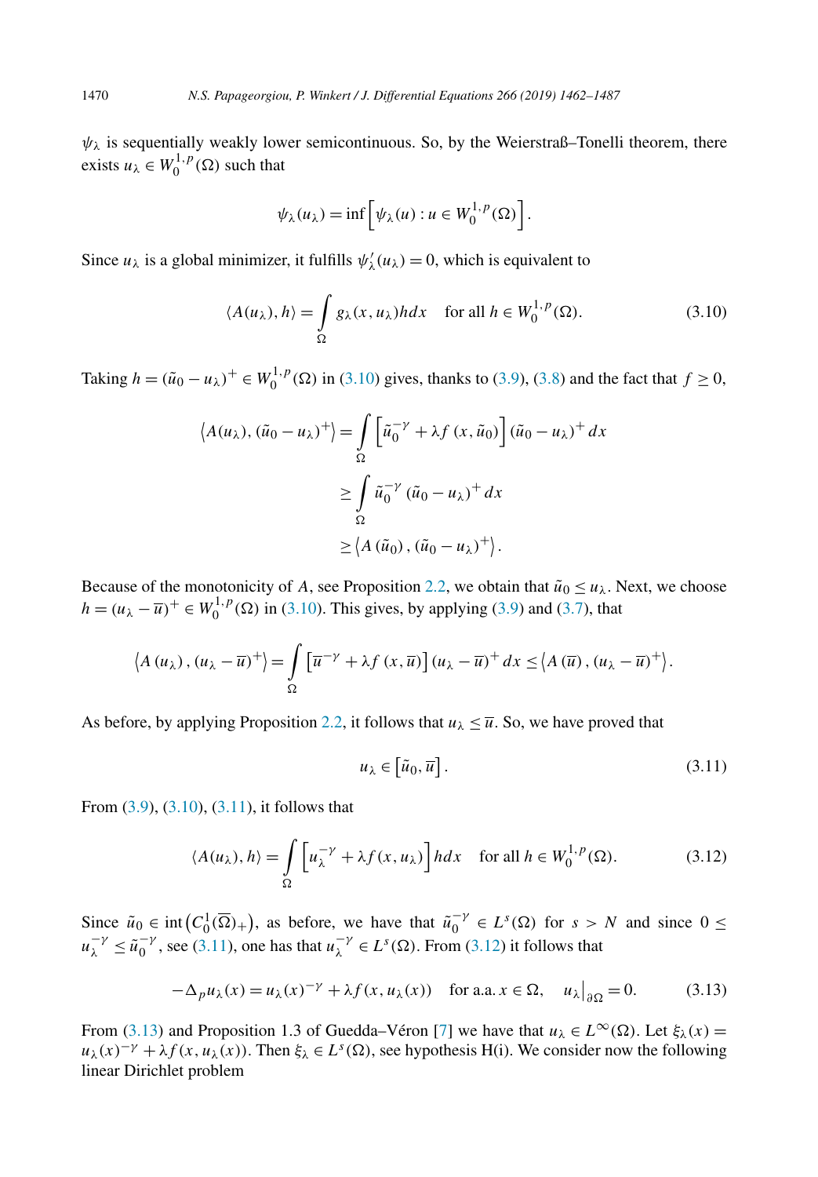$\psi_\lambda$ is sequentially weakly lower semicontinuous. So, by the Weierstraß–Tonelli theorem, there exists $u_\lambda \in W_0^{1,p}(\Omega)$ such that

$$\psi_\lambda(u_\lambda) = \inf\left[\psi_\lambda(u) : u \in W_0^{1,p}(\Omega)\right].$$

Since $u_\lambda$ is a global minimizer, it fulfills $\psi_\lambda'(u_\lambda) = 0$, which is equivalent to

$$\langle A(u_\lambda), h\rangle = \int_\Omega g_\lambda(x, u_\lambda) h dx \quad \text{for all } h \in W_0^{1,p}(\Omega). \tag{3.10}$$

Taking $h = (\tilde{u}_0 - u_\lambda)^+ \in W_0^{1,p}(\Omega)$ in (3.10) gives, thanks to (3.9), (3.8) and the fact that $f \geq 0$,

$$\begin{aligned}
\left\langle A(u_\lambda), (\tilde{u}_0 - u_\lambda)^+\right\rangle &= \int_\Omega \left[\tilde{u}_0^{-\gamma} + \lambda f(x, \tilde{u}_0)\right] (\tilde{u}_0 - u_\lambda)^+ dx \\
&\geq \int_\Omega \tilde{u}_0^{-\gamma} (\tilde{u}_0 - u_\lambda)^+ dx \\
&\geq \left\langle A(\tilde{u}_0), (\tilde{u}_0 - u_\lambda)^+\right\rangle.
\end{aligned}$$

Because of the monotonicity of $A$, see Proposition 2.2, we obtain that $\tilde{u}_0 \leq u_\lambda$. Next, we choose $h = (u_\lambda - \overline{u})^+ \in W_0^{1,p}(\Omega)$ in (3.10). This gives, by applying (3.9) and (3.7), that

$$\left\langle A(u_\lambda), (u_\lambda - \overline{u})^+\right\rangle = \int_\Omega \left[\overline{u}^{-\gamma} + \lambda f(x, \overline{u})\right] (u_\lambda - \overline{u})^+ dx \leq \left\langle A(\overline{u}), (u_\lambda - \overline{u})^+\right\rangle.$$

As before, by applying Proposition 2.2, it follows that $u_\lambda \leq \overline{u}$. So, we have proved that

$$u_\lambda \in \left[\tilde{u}_0, \overline{u}\right]. \tag{3.11}$$

From (3.9), (3.10), (3.11), it follows that

$$\langle A(u_\lambda), h\rangle = \int_\Omega \left[u_\lambda^{-\gamma} + \lambda f(x, u_\lambda)\right] h dx \quad \text{for all } h \in W_0^{1,p}(\Omega). \tag{3.12}$$

Since $\tilde{u}_0 \in \operatorname{int}\left(C_0^1(\overline{\Omega})_+\right)$, as before, we have that $\tilde{u}_0^{-\gamma} \in L^s(\Omega)$ for $s > N$ and since $0 \leq u_\lambda^{-\gamma} \leq \tilde{u}_0^{-\gamma}$, see (3.11), one has that $u_\lambda^{-\gamma} \in L^s(\Omega)$. From (3.12) it follows that

$$-\Delta_p u_\lambda(x) = u_\lambda(x)^{-\gamma} + \lambda f(x, u_\lambda(x)) \quad \text{for a.a. } x \in \Omega, \quad u_\lambda\big|_{\partial\Omega} = 0. \tag{3.13}$$

From (3.13) and Proposition 1.3 of Guedda–Véron [7] we have that $u_\lambda \in L^\infty(\Omega)$. Let $\xi_\lambda(x) = u_\lambda(x)^{-\gamma} + \lambda f(x, u_\lambda(x))$. Then $\xi_\lambda \in L^s(\Omega)$, see hypothesis H(i). We consider now the following linear Dirichlet problem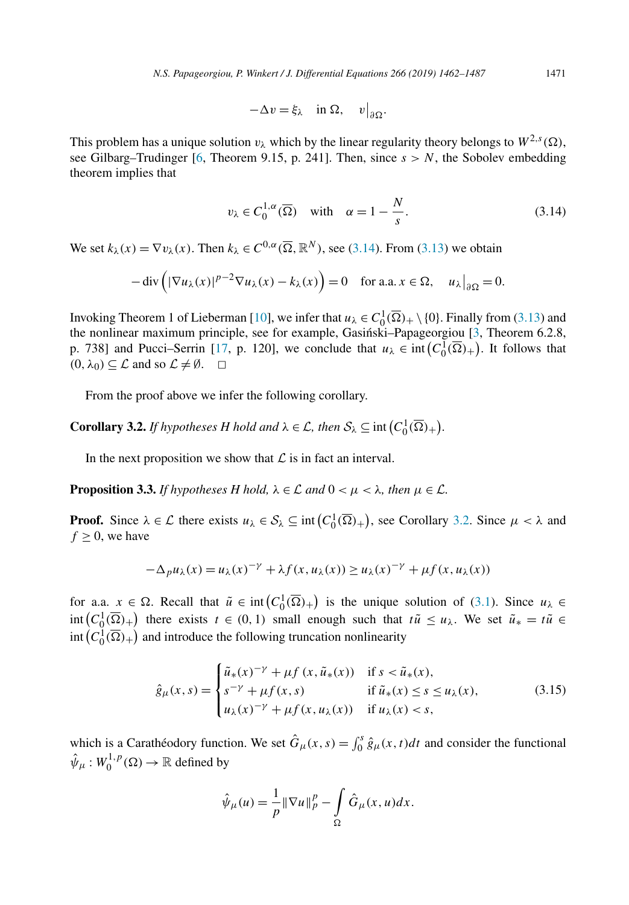$$-\Delta v = \xi_\lambda \quad \text{in } \Omega, \quad v\big|_{\partial\Omega}.$$

This problem has a unique solution $v_\lambda$ which by the linear regularity theory belongs to $W^{2,s}(\Omega)$, see Gilbarg–Trudinger [6, Theorem 9.15, p. 241]. Then, since $s > N$, the Sobolev embedding theorem implies that

$$v_\lambda \in C_0^{1,\alpha}(\overline{\Omega}) \quad \text{with} \quad \alpha = 1 - \frac{N}{s}. \tag{3.14}$$

We set $k_\lambda(x) = \nabla v_\lambda(x)$. Then $k_\lambda \in C^{0,\alpha}(\overline{\Omega}, \mathbb{R}^N)$, see (3.14). From (3.13) we obtain

$$-\operatorname{div}\left(|\nabla u_\lambda(x)|^{p-2}\nabla u_\lambda(x) - k_\lambda(x)\right) = 0 \quad \text{for a.a. } x \in \Omega, \quad u_\lambda\big|_{\partial\Omega} = 0.$$

Invoking Theorem 1 of Lieberman [10], we infer that $u_\lambda \in C_0^1(\overline{\Omega})_+ \setminus \{0\}$. Finally from (3.13) and the nonlinear maximum principle, see for example, Gasiński–Papageorgiou [3, Theorem 6.2.8, p. 738] and Pucci–Serrin [17, p. 120], we conclude that $u_\lambda \in \operatorname{int}\left(C_0^1(\overline{\Omega})_+\right)$. It follows that $(0, \lambda_0) \subseteq \mathcal{L}$ and so $\mathcal{L} \neq \emptyset$. $\square$

From the proof above we infer the following corollary.

**Corollary 3.2.** *If hypotheses H hold and $\lambda \in \mathcal{L}$, then $\mathcal{S}_\lambda \subseteq \operatorname{int}\left(C_0^1(\overline{\Omega})_+\right)$.*

In the next proposition we show that $\mathcal{L}$ is in fact an interval.

**Proposition 3.3.** *If hypotheses H hold, $\lambda \in \mathcal{L}$ and $0 < \mu < \lambda$, then $\mu \in \mathcal{L}$.*

**Proof.** Since $\lambda \in \mathcal{L}$ there exists $u_\lambda \in \mathcal{S}_\lambda \subseteq \operatorname{int}\left(C_0^1(\overline{\Omega})_+\right)$, see Corollary 3.2. Since $\mu < \lambda$ and $f \geq 0$, we have

$$-\Delta_p u_\lambda(x) = u_\lambda(x)^{-\gamma} + \lambda f(x, u_\lambda(x)) \geq u_\lambda(x)^{-\gamma} + \mu f(x, u_\lambda(x))$$

for a.a. $x \in \Omega$. Recall that $\tilde{u} \in \operatorname{int}\left(C_0^1(\overline{\Omega})_+\right)$ is the unique solution of (3.1). Since $u_\lambda \in \operatorname{int}\left(C_0^1(\overline{\Omega})_+\right)$ there exists $t \in (0, 1)$ small enough such that $t\tilde{u} \leq u_\lambda$. We set $\tilde{u}_* = t\tilde{u} \in \operatorname{int}\left(C_0^1(\overline{\Omega})_+\right)$ and introduce the following truncation nonlinearity

$$\hat{g}_\mu(x, s) = \begin{cases} \tilde{u}_*(x)^{-\gamma} + \mu f\left(x, \tilde{u}_*(x)\right) & \text{if } s < \tilde{u}_*(x), \\ s^{-\gamma} + \mu f(x, s) & \text{if } \tilde{u}_*(x) \leq s \leq u_\lambda(x), \\ u_\lambda(x)^{-\gamma} + \mu f(x, u_\lambda(x)) & \text{if } u_\lambda(x) < s, \end{cases} \tag{3.15}$$

which is a Carathéodory function. We set $\hat{G}_\mu(x, s) = \int_0^s \hat{g}_\mu(x, t)dt$ and consider the functional $\hat{\psi}_\mu : W_0^{1,p}(\Omega) \to \mathbb{R}$ defined by

$$\hat{\psi}_\mu(u) = \frac{1}{p}\|\nabla u\|_p^p - \int_\Omega \hat{G}_\mu(x, u)dx.$$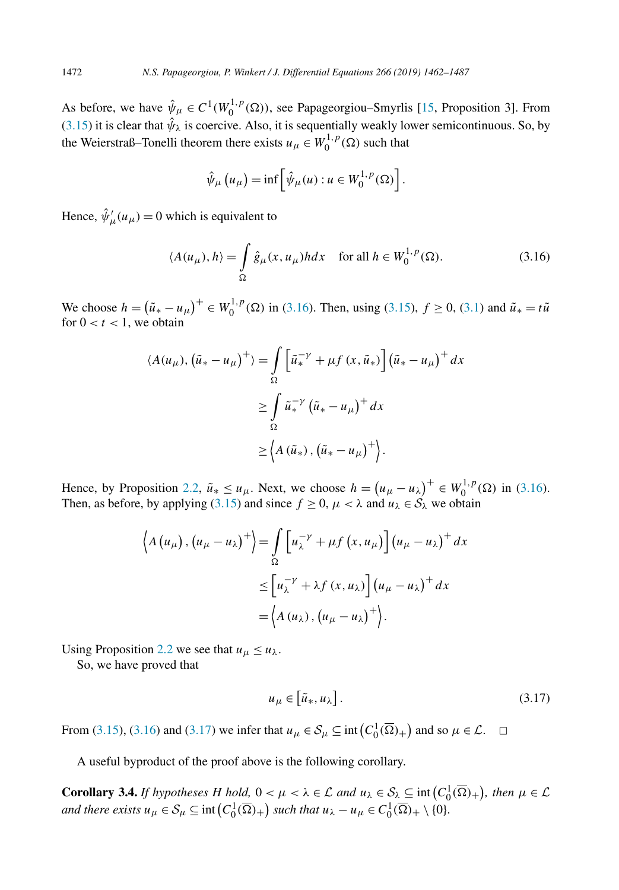As before, we have $\hat{\psi}_\mu \in C^1(W_0^{1,p}(\Omega))$, see Papageorgiou–Smyrlis [15, Proposition 3]. From (3.15) it is clear that $\hat{\psi}_\lambda$ is coercive. Also, it is sequentially weakly lower semicontinuous. So, by the Weierstraß–Tonelli theorem there exists $u_\mu \in W_0^{1,p}(\Omega)$ such that

$$\hat{\psi}_\mu\left(u_\mu\right) = \inf\left[\hat{\psi}_\mu(u) : u \in W_0^{1,p}(\Omega)\right].$$

Hence, $\hat{\psi}'_\mu(u_\mu) = 0$ which is equivalent to

$$\langle A(u_\mu), h\rangle = \int_\Omega \hat{g}_\mu(x, u_\mu) h dx \quad \text{for all } h \in W_0^{1,p}(\Omega). \tag{3.16}$$

We choose $h = \left(\tilde{u}_* - u_\mu\right)^+ \in W_0^{1,p}(\Omega)$ in (3.16). Then, using (3.15), $f \geq 0$, (3.1) and $\tilde{u}_* = t\tilde{u}$ for $0 < t < 1$, we obtain

$$\begin{aligned}
\langle A(u_\mu), \left(\tilde{u}_* - u_\mu\right)^+\rangle &= \int_\Omega \left[\tilde{u}_*^{-\gamma} + \mu f\left(x, \tilde{u}_*\right)\right]\left(\tilde{u}_* - u_\mu\right)^+ dx \\
&\geq \int_\Omega \tilde{u}_*^{-\gamma}\left(\tilde{u}_* - u_\mu\right)^+ dx \\
&\geq \left\langle A\left(\tilde{u}_*\right), \left(\tilde{u}_* - u_\mu\right)^+\right\rangle.
\end{aligned}$$

Hence, by Proposition 2.2, $\tilde{u}_* \leq u_\mu$. Next, we choose $h = \left(u_\mu - u_\lambda\right)^+ \in W_0^{1,p}(\Omega)$ in (3.16). Then, as before, by applying (3.15) and since $f \geq 0$, $\mu < \lambda$ and $u_\lambda \in \mathcal{S}_\lambda$ we obtain

$$\begin{aligned}
\left\langle A\left(u_\mu\right), \left(u_\mu - u_\lambda\right)^+\right\rangle &= \int_\Omega \left[u_\lambda^{-\gamma} + \mu f\left(x, u_\mu\right)\right]\left(u_\mu - u_\lambda\right)^+ dx \\
&\leq \left[u_\lambda^{-\gamma} + \lambda f\left(x, u_\lambda\right)\right]\left(u_\mu - u_\lambda\right)^+ dx \\
&= \left\langle A\left(u_\lambda\right), \left(u_\mu - u_\lambda\right)^+\right\rangle.
\end{aligned}$$

Using Proposition 2.2 we see that $u_\mu \leq u_\lambda$.

So, we have proved that

$$u_\mu \in \left[\tilde{u}_*, u_\lambda\right]. \tag{3.17}$$

From (3.15), (3.16) and (3.17) we infer that $u_\mu \in \mathcal{S}_\mu \subseteq \operatorname{int}\left(C_0^1(\overline{\Omega})_+\right)$ and so $\mu \in \mathcal{L}$. $\square$

A useful byproduct of the proof above is the following corollary.

**Corollary 3.4.** *If hypotheses H hold, $0 < \mu < \lambda \in \mathcal{L}$ and $u_\lambda \in \mathcal{S}_\lambda \subseteq \operatorname{int}\left(C_0^1(\overline{\Omega})_+\right)$, then $\mu \in \mathcal{L}$ and there exists $u_\mu \in \mathcal{S}_\mu \subseteq \operatorname{int}\left(C_0^1(\overline{\Omega})_+\right)$ such that $u_\lambda - u_\mu \in C_0^1(\overline{\Omega})_+ \setminus \{0\}$.*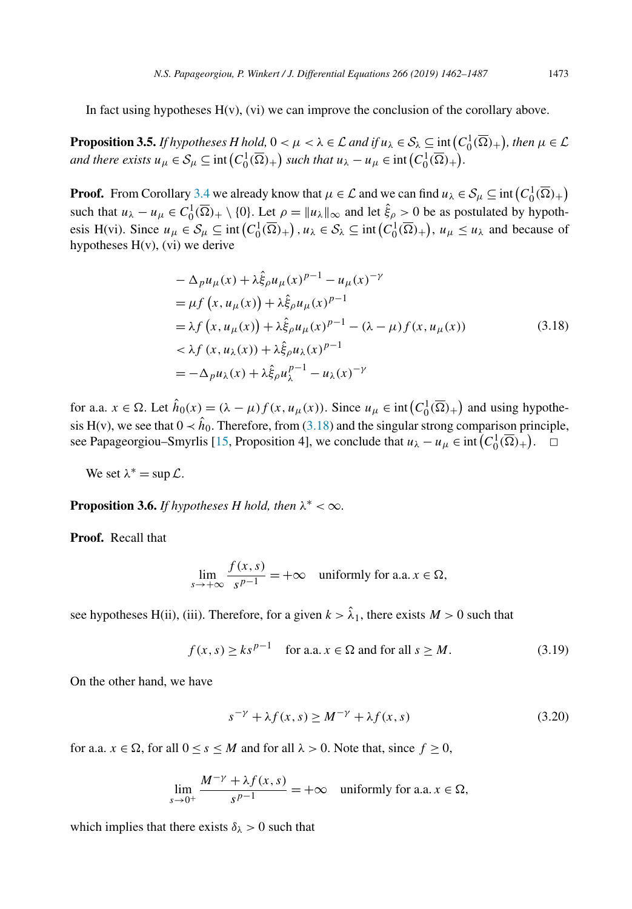In fact using hypotheses H(v), (vi) we can improve the conclusion of the corollary above.

**Proposition 3.5.** *If hypotheses H hold, $0<\mu<\lambda\in\mathcal{L}$ and if $u_\lambda\in\mathcal{S}_\lambda\subseteq \operatorname{int}\left(C_0^1(\overline{\Omega})_+\right)$, then $\mu\in\mathcal{L}$ and there exists $u_\mu\in\mathcal{S}_\mu\subseteq \operatorname{int}\left(C_0^1(\overline{\Omega})_+\right)$ such that $u_\lambda-u_\mu\in \operatorname{int}\left(C_0^1(\overline{\Omega})_+\right)$.*

**Proof.** From Corollary 3.4 we already know that $\mu\in\mathcal{L}$ and we can find $u_\lambda\in\mathcal{S}_\mu\subseteq \operatorname{int}\left(C_0^1(\overline{\Omega})_+\right)$ such that $u_\lambda-u_\mu\in C_0^1(\overline{\Omega})_+\setminus\{0\}$. Let $\rho=\|u_\lambda\|_\infty$ and let $\hat{\xi}_\rho>0$ be as postulated by hypothesis H(vi). Since $u_\mu\in\mathcal{S}_\mu\subseteq \operatorname{int}\left(C_0^1(\overline{\Omega})_+\right)$, $u_\lambda\in\mathcal{S}_\lambda\subseteq \operatorname{int}\left(C_0^1(\overline{\Omega})_+\right)$, $u_\mu\le u_\lambda$ and because of hypotheses H(v), (vi) we derive

$$
\begin{aligned}
&-\Delta_p u_\mu(x)+\lambda\hat{\xi}_\rho u_\mu(x)^{p-1}-u_\mu(x)^{-\gamma}\\
&=\mu f\left(x,u_\mu(x)\right)+\lambda\hat{\xi}_\rho u_\mu(x)^{p-1}\\
&=\lambda f\left(x,u_\mu(x)\right)+\lambda\hat{\xi}_\rho u_\mu(x)^{p-1}-(\lambda-\mu)f(x,u_\mu(x))\\
&<\lambda f\left(x,u_\lambda(x)\right)+\lambda\hat{\xi}_\rho u_\lambda(x)^{p-1}\\
&=-\Delta_p u_\lambda(x)+\lambda\hat{\xi}_\rho u_\lambda^{p-1}-u_\lambda(x)^{-\gamma}
\end{aligned}
\tag{3.18}
$$

for a.a. $x\in\Omega$. Let $\hat{h}_0(x)=(\lambda-\mu)f(x,u_\mu(x))$. Since $u_\mu\in \operatorname{int}\left(C_0^1(\overline{\Omega})_+\right)$ and using hypothesis H(v), we see that $0\prec\hat{h}_0$. Therefore, from (3.18) and the singular strong comparison principle, see Papageorgiou–Smyrlis [15, Proposition 4], we conclude that $u_\lambda-u_\mu\in \operatorname{int}\left(C_0^1(\overline{\Omega})_+\right)$. $\square$

We set $\lambda^*=\sup\mathcal{L}$.

**Proposition 3.6.** *If hypotheses H hold, then $\lambda^*<\infty$.*

**Proof.** Recall that

$$
\lim_{s\to+\infty}\frac{f(x,s)}{s^{p-1}}=+\infty \quad \text{uniformly for a.a. } x\in\Omega,
$$

see hypotheses H(ii), (iii). Therefore, for a given $k>\hat{\lambda}_1$, there exists $M>0$ such that

$$
f(x,s)\ge ks^{p-1} \quad \text{for a.a. } x\in\Omega \text{ and for all } s\ge M. \tag{3.19}
$$

On the other hand, we have

$$
s^{-\gamma}+\lambda f(x,s)\ge M^{-\gamma}+\lambda f(x,s) \tag{3.20}
$$

for a.a. $x\in\Omega$, for all $0\le s\le M$ and for all $\lambda>0$. Note that, since $f\ge 0$,

$$
\lim_{s\to 0^+}\frac{M^{-\gamma}+\lambda f(x,s)}{s^{p-1}}=+\infty \quad \text{uniformly for a.a. } x\in\Omega,
$$

which implies that there exists $\delta_\lambda>0$ such that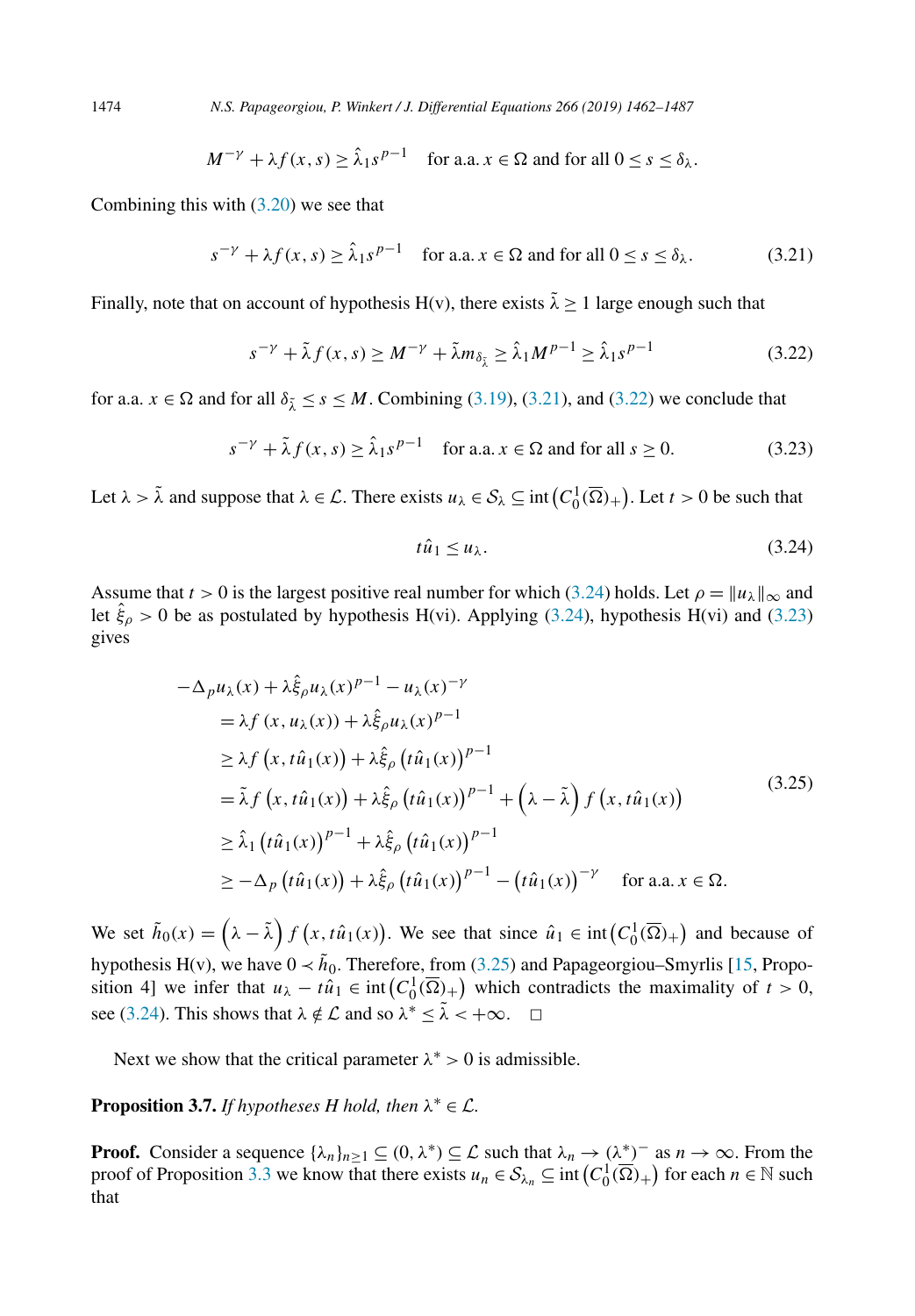$$M^{-\gamma} + \lambda f(x,s) \geq \hat{\lambda}_1 s^{p-1} \quad \text{for a.a. } x \in \Omega \text{ and for all } 0 \leq s \leq \delta_\lambda.$$

Combining this with (3.20) we see that

$$s^{-\gamma} + \lambda f(x,s) \geq \hat{\lambda}_1 s^{p-1} \quad \text{for a.a. } x \in \Omega \text{ and for all } 0 \leq s \leq \delta_\lambda. \tag{3.21}$$

Finally, note that on account of hypothesis H(v), there exists $\tilde{\lambda} \geq 1$ large enough such that

$$s^{-\gamma} + \tilde{\lambda} f(x,s) \geq M^{-\gamma} + \tilde{\lambda} m_{\delta_{\tilde{\lambda}}} \geq \hat{\lambda}_1 M^{p-1} \geq \hat{\lambda}_1 s^{p-1} \tag{3.22}$$

for a.a. $x \in \Omega$ and for all $\delta_{\tilde{\lambda}} \leq s \leq M$. Combining (3.19), (3.21), and (3.22) we conclude that

$$s^{-\gamma} + \tilde{\lambda} f(x,s) \geq \hat{\lambda}_1 s^{p-1} \quad \text{for a.a. } x \in \Omega \text{ and for all } s \geq 0. \tag{3.23}$$

Let $\lambda > \tilde{\lambda}$ and suppose that $\lambda \in \mathcal{L}$. There exists $u_\lambda \in \mathcal{S}_\lambda \subseteq \operatorname{int}\left(C_0^1(\overline{\Omega})_+\right)$. Let $t > 0$ be such that

$$t\hat{u}_1 \leq u_\lambda. \tag{3.24}$$

Assume that $t > 0$ is the largest positive real number for which (3.24) holds. Let $\rho = \|u_\lambda\|_\infty$ and let $\hat{\xi}_\rho > 0$ be as postulated by hypothesis H(vi). Applying (3.24), hypothesis H(vi) and (3.23) gives

$$\begin{aligned}
&-\Delta_p u_\lambda(x) + \lambda \hat{\xi}_\rho u_\lambda(x)^{p-1} - u_\lambda(x)^{-\gamma} \\
&= \lambda f\left(x, u_\lambda(x)\right) + \lambda \hat{\xi}_\rho u_\lambda(x)^{p-1} \\
&\geq \lambda f\left(x, t\hat{u}_1(x)\right) + \lambda \hat{\xi}_\rho \left(t\hat{u}_1(x)\right)^{p-1} \\
&= \tilde{\lambda} f\left(x, t\hat{u}_1(x)\right) + \lambda \hat{\xi}_\rho \left(t\hat{u}_1(x)\right)^{p-1} + \left(\lambda - \tilde{\lambda}\right) f\left(x, t\hat{u}_1(x)\right) \\
&\geq \hat{\lambda}_1 \left(t\hat{u}_1(x)\right)^{p-1} + \lambda \hat{\xi}_\rho \left(t\hat{u}_1(x)\right)^{p-1} \\
&\geq -\Delta_p \left(t\hat{u}_1(x)\right) + \lambda \hat{\xi}_\rho \left(t\hat{u}_1(x)\right)^{p-1} - \left(t\hat{u}_1(x)\right)^{-\gamma} \quad \text{for a.a. } x \in \Omega.
\end{aligned} \tag{3.25}$$

We set $\tilde{h}_0(x) = \left(\lambda - \tilde{\lambda}\right) f\left(x, t\hat{u}_1(x)\right)$. We see that since $\hat{u}_1 \in \operatorname{int}\left(C_0^1(\overline{\Omega})_+\right)$ and because of hypothesis H(v), we have $0 \prec \tilde{h}_0$. Therefore, from (3.25) and Papageorgiou–Smyrlis [15, Proposition 4] we infer that $u_\lambda - t\hat{u}_1 \in \operatorname{int}\left(C_0^1(\overline{\Omega})_+\right)$ which contradicts the maximality of $t > 0$, see (3.24). This shows that $\lambda \notin \mathcal{L}$ and so $\lambda^* \leq \tilde{\lambda} < +\infty$. □

Next we show that the critical parameter $\lambda^* > 0$ is admissible.

**Proposition 3.7.** *If hypotheses H hold, then $\lambda^* \in \mathcal{L}$.*

**Proof.** Consider a sequence $\{\lambda_n\}_{n\geq 1} \subseteq (0, \lambda^*) \subseteq \mathcal{L}$ such that $\lambda_n \to (\lambda^*)^-$ as $n \to \infty$. From the proof of Proposition 3.3 we know that there exists $u_n \in \mathcal{S}_{\lambda_n} \subseteq \operatorname{int}\left(C_0^1(\overline{\Omega})_+\right)$ for each $n \in \mathbb{N}$ such that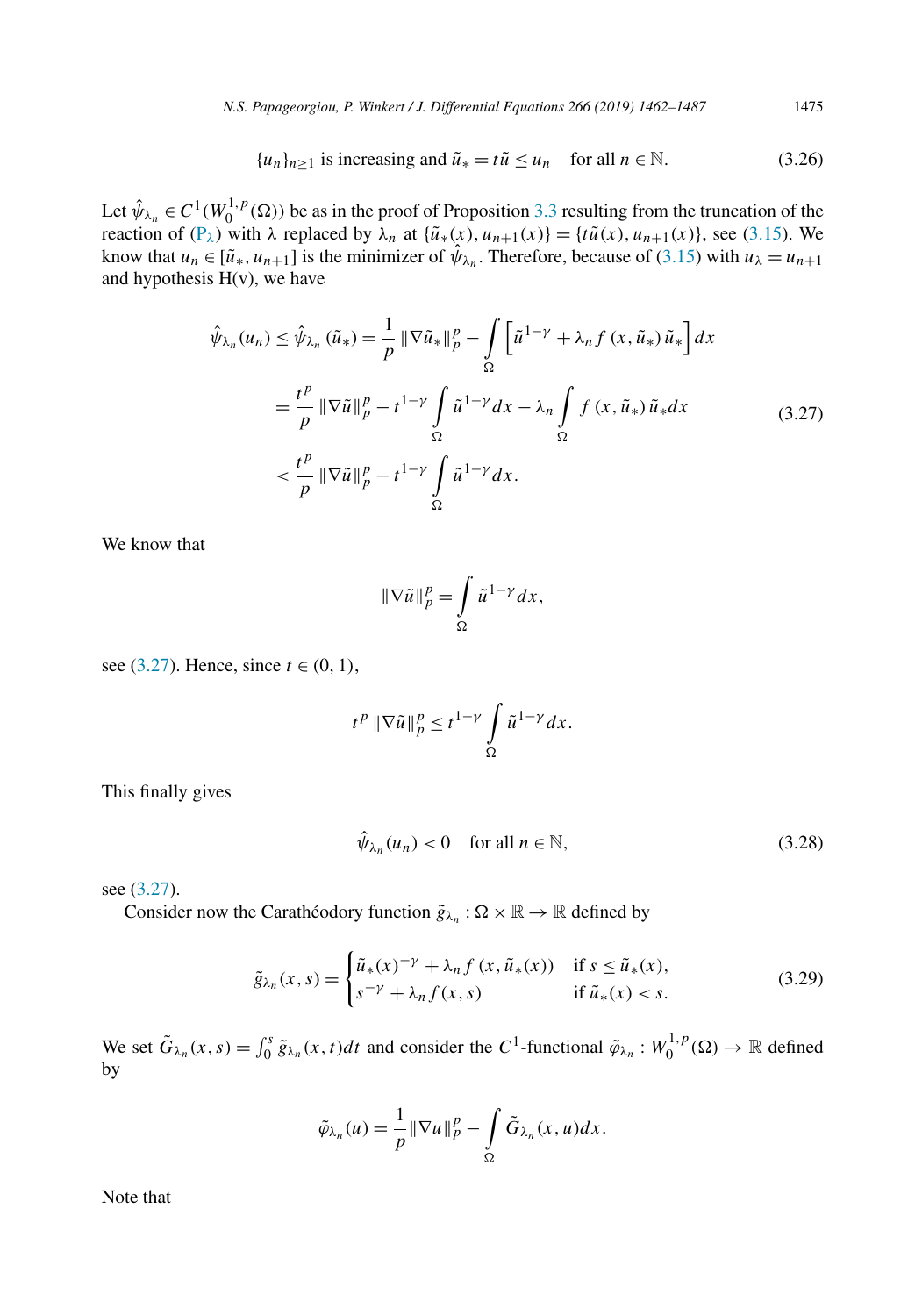$$\{u_n\}_{n\geq 1} \text{ is increasing and } \tilde{u}_* = t\tilde{u} \leq u_n \quad \text{for all } n \in \mathbb{N}. \tag{3.26}$$

Let $\hat{\psi}_{\lambda_n} \in C^1(W_0^{1,p}(\Omega))$ be as in the proof of Proposition 3.3 resulting from the truncation of the reaction of ($P_\lambda$) with $\lambda$ replaced by $\lambda_n$ at $\{\tilde{u}_*(x), u_{n+1}(x)\} = \{t\tilde{u}(x), u_{n+1}(x)\}$, see (3.15). We know that $u_n \in [\tilde{u}_*, u_{n+1}]$ is the minimizer of $\hat{\psi}_{\lambda_n}$. Therefore, because of (3.15) with $u_\lambda = u_{n+1}$ and hypothesis H(v), we have

$$\begin{aligned}
\hat{\psi}_{\lambda_n}(u_n) \leq \hat{\psi}_{\lambda_n}(\tilde{u}_*) &= \frac{1}{p}\|\nabla \tilde{u}_*\|_p^p - \int_\Omega \left[\tilde{u}^{1-\gamma} + \lambda_n f(x, \tilde{u}_*)\tilde{u}_*\right] dx \\
&= \frac{t^p}{p}\|\nabla \tilde{u}\|_p^p - t^{1-\gamma}\int_\Omega \tilde{u}^{1-\gamma} dx - \lambda_n \int_\Omega f(x, \tilde{u}_*)\tilde{u}_* dx \\
&< \frac{t^p}{p}\|\nabla \tilde{u}\|_p^p - t^{1-\gamma}\int_\Omega \tilde{u}^{1-\gamma} dx.
\end{aligned} \tag{3.27}$$

We know that

$$\|\nabla \tilde{u}\|_p^p = \int_\Omega \tilde{u}^{1-\gamma} dx,$$

see (3.27). Hence, since $t \in (0,1)$,

$$t^p \|\nabla \tilde{u}\|_p^p \leq t^{1-\gamma}\int_\Omega \tilde{u}^{1-\gamma} dx.$$

This finally gives

$$\hat{\psi}_{\lambda_n}(u_n) < 0 \quad \text{for all } n \in \mathbb{N}, \tag{3.28}$$

see (3.27).

Consider now the Carathéodory function $\tilde{g}_{\lambda_n} : \Omega \times \mathbb{R} \to \mathbb{R}$ defined by

$$\tilde{g}_{\lambda_n}(x,s) = \begin{cases} \tilde{u}_*(x)^{-\gamma} + \lambda_n f(x, \tilde{u}_*(x)) & \text{if } s \leq \tilde{u}_*(x), \\ s^{-\gamma} + \lambda_n f(x,s) & \text{if } \tilde{u}_*(x) < s. \end{cases} \tag{3.29}$$

We set $\tilde{G}_{\lambda_n}(x,s) = \int_0^s \tilde{g}_{\lambda_n}(x,t)dt$ and consider the $C^1$-functional $\tilde{\varphi}_{\lambda_n} : W_0^{1,p}(\Omega) \to \mathbb{R}$ defined by

$$\tilde{\varphi}_{\lambda_n}(u) = \frac{1}{p}\|\nabla u\|_p^p - \int_\Omega \tilde{G}_{\lambda_n}(x,u)dx.$$

Note that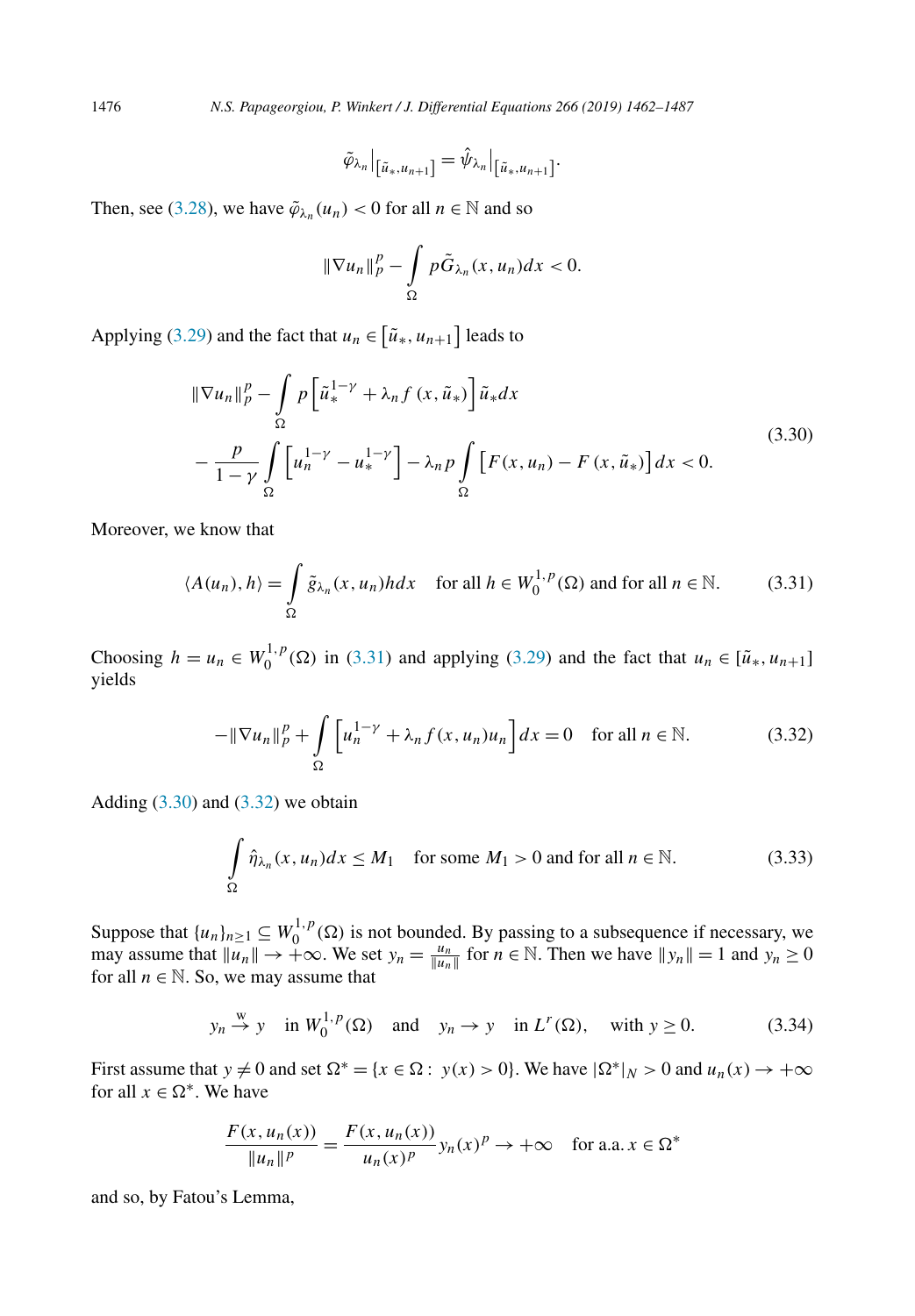$$\tilde{\varphi}_{\lambda_n}\big|_{[\tilde{u}_*, u_{n+1}]} = \hat{\psi}_{\lambda_n}\big|_{[\tilde{u}_*, u_{n+1}]}.$$

Then, see (3.28), we have $\tilde{\varphi}_{\lambda_n}(u_n) < 0$ for all $n \in \mathbb{N}$ and so

$$\|\nabla u_n\|_p^p - \int_\Omega p\tilde{G}_{\lambda_n}(x, u_n)dx < 0.$$

Applying (3.29) and the fact that $u_n \in \left[\tilde{u}_*, u_{n+1}\right]$ leads to

$$\begin{aligned} &\|\nabla u_n\|_p^p - \int_\Omega p\left[\tilde{u}_*^{1-\gamma} + \lambda_n f(x, \tilde{u}_*)\right]\tilde{u}_* dx \\ &- \frac{p}{1-\gamma}\int_\Omega \left[u_n^{1-\gamma} - u_*^{1-\gamma}\right] - \lambda_n p \int_\Omega \left[F(x, u_n) - F(x, \tilde{u}_*)\right] dx < 0. \end{aligned} \tag{3.30}$$

Moreover, we know that

$$\langle A(u_n), h\rangle = \int_\Omega \tilde{g}_{\lambda_n}(x, u_n) h dx \quad \text{for all } h \in W_0^{1,p}(\Omega) \text{ and for all } n \in \mathbb{N}. \tag{3.31}$$

Choosing $h = u_n \in W_0^{1,p}(\Omega)$ in (3.31) and applying (3.29) and the fact that $u_n \in [\tilde{u}_*, u_{n+1}]$ yields

$$-\|\nabla u_n\|_p^p + \int_\Omega \left[u_n^{1-\gamma} + \lambda_n f(x, u_n)u_n\right] dx = 0 \quad \text{for all } n \in \mathbb{N}. \tag{3.32}$$

Adding (3.30) and (3.32) we obtain

$$\int_\Omega \hat{\eta}_{\lambda_n}(x, u_n)dx \le M_1 \quad \text{for some } M_1 > 0 \text{ and for all } n \in \mathbb{N}. \tag{3.33}$$

Suppose that $\{u_n\}_{n\ge 1} \subseteq W_0^{1,p}(\Omega)$ is not bounded. By passing to a subsequence if necessary, we may assume that $\|u_n\| \to +\infty$. We set $y_n = \frac{u_n}{\|u_n\|}$ for $n \in \mathbb{N}$. Then we have $\|y_n\| = 1$ and $y_n \ge 0$ for all $n \in \mathbb{N}$. So, we may assume that

$$y_n \overset{\mathrm{w}}{\to} y \quad \text{in } W_0^{1,p}(\Omega) \quad \text{and} \quad y_n \to y \quad \text{in } L^r(\Omega), \quad \text{with } y \ge 0. \tag{3.34}$$

First assume that $y \ne 0$ and set $\Omega^* = \{x \in \Omega : \ y(x) > 0\}$. We have $|\Omega^*|_N > 0$ and $u_n(x) \to +\infty$ for all $x \in \Omega^*$. We have

$$\frac{F(x, u_n(x))}{\|u_n\|^p} = \frac{F(x, u_n(x))}{u_n(x)^p} y_n(x)^p \to +\infty \quad \text{for a.a. } x \in \Omega^*$$

and so, by Fatou's Lemma,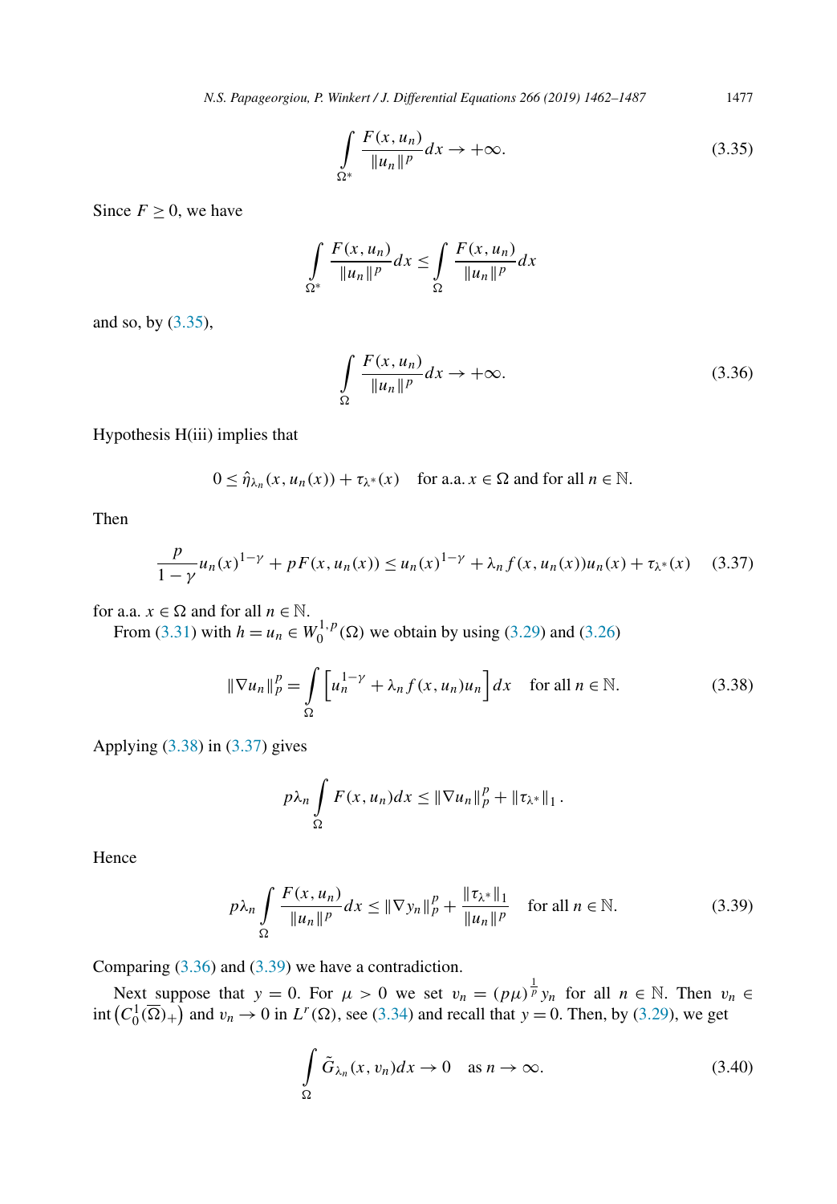$$\int_{\Omega^*} \frac{F(x,u_n)}{\|u_n\|^p} dx \to +\infty. \tag{3.35}$$

Since $F \geq 0$, we have

$$\int_{\Omega^*} \frac{F(x,u_n)}{\|u_n\|^p} dx \leq \int_{\Omega} \frac{F(x,u_n)}{\|u_n\|^p} dx$$

and so, by (3.35),

$$\int_{\Omega} \frac{F(x,u_n)}{\|u_n\|^p} dx \to +\infty. \tag{3.36}$$

Hypothesis H(iii) implies that

$$0 \leq \hat{\eta}_{\lambda_n}(x, u_n(x)) + \tau_{\lambda^*}(x) \quad \text{for a.a. } x \in \Omega \text{ and for all } n \in \mathbb{N}.$$

Then

$$\frac{p}{1-\gamma} u_n(x)^{1-\gamma} + pF(x,u_n(x)) \leq u_n(x)^{1-\gamma} + \lambda_n f(x,u_n(x))u_n(x) + \tau_{\lambda^*}(x) \tag{3.37}$$

for a.a. $x \in \Omega$ and for all $n \in \mathbb{N}$.

From (3.31) with $h = u_n \in W_0^{1,p}(\Omega)$ we obtain by using (3.29) and (3.26)

$$\|\nabla u_n\|_p^p = \int_{\Omega} \left[ u_n^{1-\gamma} + \lambda_n f(x,u_n)u_n \right] dx \quad \text{for all } n \in \mathbb{N}. \tag{3.38}$$

Applying (3.38) in (3.37) gives

$$p\lambda_n \int_{\Omega} F(x,u_n) dx \leq \|\nabla u_n\|_p^p + \|\tau_{\lambda^*}\|_1 .$$

Hence

$$p\lambda_n \int_{\Omega} \frac{F(x,u_n)}{\|u_n\|^p} dx \leq \|\nabla y_n\|_p^p + \frac{\|\tau_{\lambda^*}\|_1}{\|u_n\|^p} \quad \text{for all } n \in \mathbb{N}. \tag{3.39}$$

Comparing (3.36) and (3.39) we have a contradiction.

Next suppose that $y = 0$. For $\mu > 0$ we set $v_n = (p\mu)^{\frac{1}{p}} y_n$ for all $n \in \mathbb{N}$. Then $v_n \in \operatorname{int}\left(C_0^1(\overline{\Omega})_+\right)$ and $v_n \to 0$ in $L^r(\Omega)$, see (3.34) and recall that $y = 0$. Then, by (3.29), we get

$$\int_{\Omega} \tilde{G}_{\lambda_n}(x, v_n) dx \to 0 \quad \text{as } n \to \infty. \tag{3.40}$$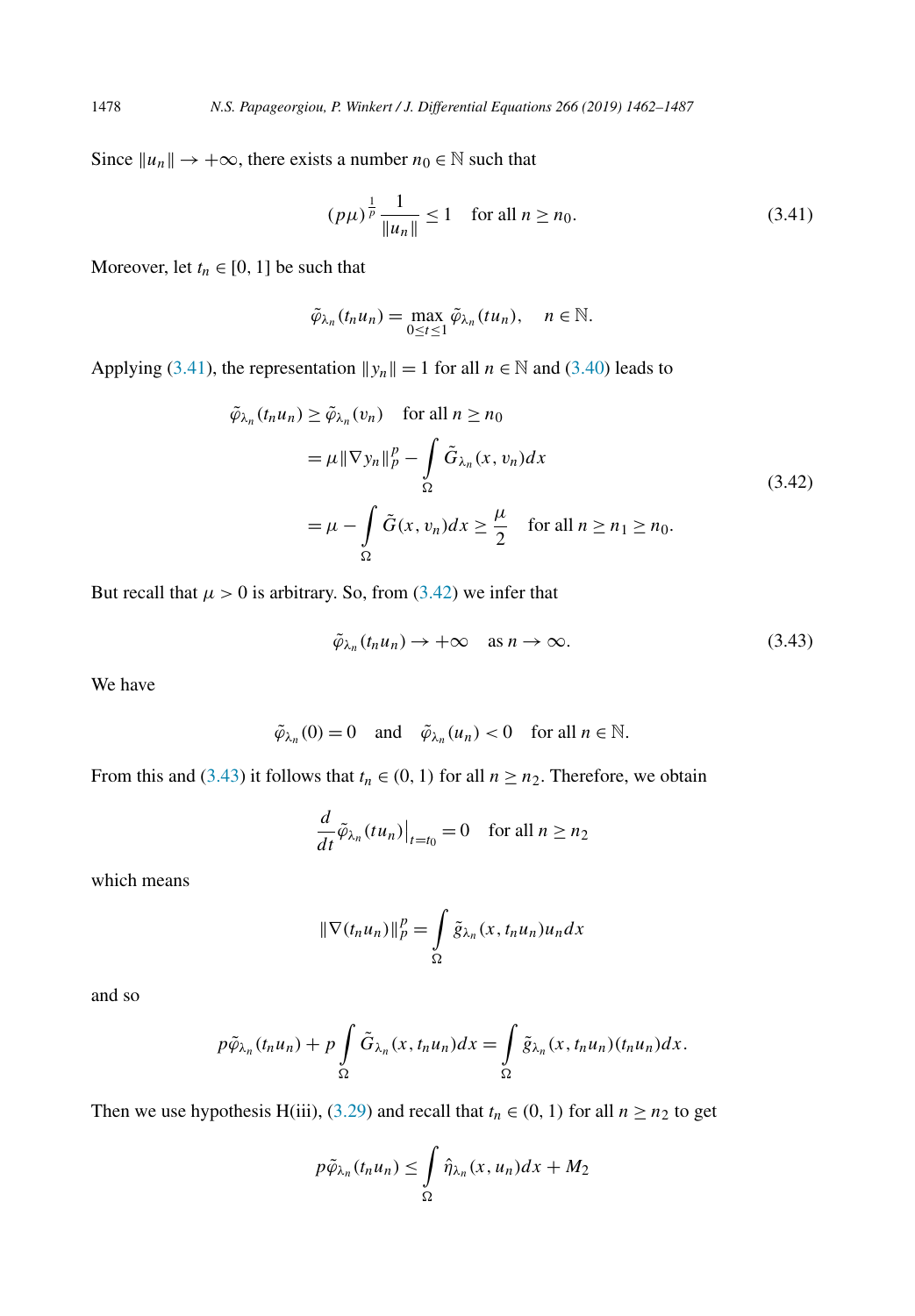Since $\|u_n\| \to +\infty$, there exists a number $n_0 \in \mathbb{N}$ such that

$$(p\mu)^{\frac{1}{p}} \frac{1}{\|u_n\|} \leq 1 \quad \text{for all } n \geq n_0. \tag{3.41}$$

Moreover, let $t_n \in [0, 1]$ be such that

$$\tilde{\varphi}_{\lambda_n}(t_n u_n) = \max_{0 \leq t \leq 1} \tilde{\varphi}_{\lambda_n}(t u_n), \quad n \in \mathbb{N}.$$

Applying (3.41), the representation $\|y_n\| = 1$ for all $n \in \mathbb{N}$ and (3.40) leads to

$$\begin{aligned}
\tilde{\varphi}_{\lambda_n}(t_n u_n) &\geq \tilde{\varphi}_{\lambda_n}(v_n) \quad \text{for all } n \geq n_0 \\
&= \mu \|\nabla y_n\|_p^p - \int_\Omega \tilde{G}_{\lambda_n}(x, v_n) dx \\
&= \mu - \int_\Omega \tilde{G}(x, v_n) dx \geq \frac{\mu}{2} \quad \text{for all } n \geq n_1 \geq n_0.
\end{aligned} \tag{3.42}$$

But recall that $\mu > 0$ is arbitrary. So, from (3.42) we infer that

$$\tilde{\varphi}_{\lambda_n}(t_n u_n) \to +\infty \quad \text{as } n \to \infty. \tag{3.43}$$

We have

$$\tilde{\varphi}_{\lambda_n}(0) = 0 \quad \text{and} \quad \tilde{\varphi}_{\lambda_n}(u_n) < 0 \quad \text{for all } n \in \mathbb{N}.$$

From this and (3.43) it follows that $t_n \in (0, 1)$ for all $n \geq n_2$. Therefore, we obtain

$$\frac{d}{dt} \tilde{\varphi}_{\lambda_n}(t u_n)\Big|_{t=t_0} = 0 \quad \text{for all } n \geq n_2$$

which means

$$\|\nabla(t_n u_n)\|_p^p = \int_\Omega \tilde{g}_{\lambda_n}(x, t_n u_n) u_n dx$$

and so

$$p\tilde{\varphi}_{\lambda_n}(t_n u_n) + p \int_\Omega \tilde{G}_{\lambda_n}(x, t_n u_n) dx = \int_\Omega \tilde{g}_{\lambda_n}(x, t_n u_n)(t_n u_n) dx.$$

Then we use hypothesis H(iii), (3.29) and recall that $t_n \in (0, 1)$ for all $n \geq n_2$ to get

$$p\tilde{\varphi}_{\lambda_n}(t_n u_n) \leq \int_\Omega \hat{\eta}_{\lambda_n}(x, u_n) dx + M_2$$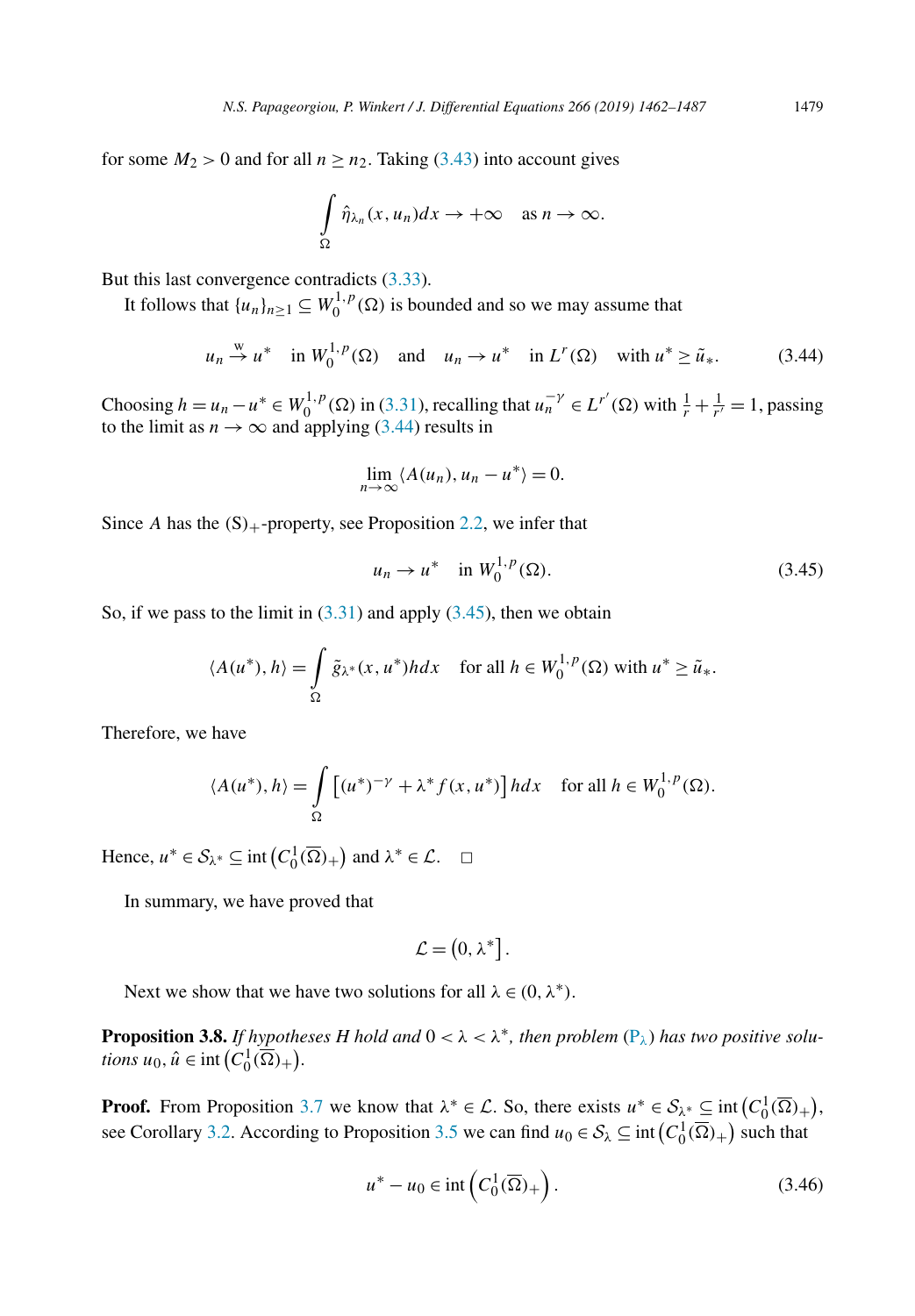for some $M_2 > 0$ and for all $n \geq n_2$. Taking (3.43) into account gives

$$\int_{\Omega} \hat{\eta}_{\lambda_n}(x, u_n) dx \to +\infty \quad \text{as } n \to \infty.$$

But this last convergence contradicts (3.33).

It follows that $\{u_n\}_{n\geq 1} \subseteq W_0^{1,p}(\Omega)$ is bounded and so we may assume that

$$u_n \xrightarrow{w} u^* \quad \text{in } W_0^{1,p}(\Omega) \quad \text{and} \quad u_n \to u^* \quad \text{in } L^r(\Omega) \quad \text{with } u^* \geq \tilde{u}_*. \tag{3.44}$$

Choosing $h = u_n - u^* \in W_0^{1,p}(\Omega)$ in (3.31), recalling that $u_n^{-\gamma} \in L^{r'}(\Omega)$ with $\frac{1}{r} + \frac{1}{r'} = 1$, passing to the limit as $n \to \infty$ and applying (3.44) results in

$$\lim_{n\to\infty} \langle A(u_n), u_n - u^* \rangle = 0.$$

Since $A$ has the $(\mathrm{S})_+$-property, see Proposition 2.2, we infer that

$$u_n \to u^* \quad \text{in } W_0^{1,p}(\Omega). \tag{3.45}$$

So, if we pass to the limit in (3.31) and apply (3.45), then we obtain

$$\langle A(u^*), h \rangle = \int_{\Omega} \tilde{g}_{\lambda^*}(x, u^*) h dx \quad \text{for all } h \in W_0^{1,p}(\Omega) \text{ with } u^* \geq \tilde{u}_*.$$

Therefore, we have

$$\langle A(u^*), h \rangle = \int_{\Omega} \left[ (u^*)^{-\gamma} + \lambda^* f(x, u^*) \right] h dx \quad \text{for all } h \in W_0^{1,p}(\Omega).$$

Hence, $u^* \in \mathcal{S}_{\lambda^*} \subseteq \operatorname{int}\left(C_0^1(\overline{\Omega})_+\right)$ and $\lambda^* \in \mathcal{L}$. $\square$

In summary, we have proved that

$$\mathcal{L} = \left(0, \lambda^*\right].$$

Next we show that we have two solutions for all $\lambda \in (0, \lambda^*)$.

**Proposition 3.8.** *If hypotheses H hold and $0 < \lambda < \lambda^*$, then problem ($\mathrm{P}_\lambda$) has two positive solutions $u_0, \hat{u} \in \operatorname{int}\left(C_0^1(\overline{\Omega})_+\right)$.*

**Proof.** From Proposition 3.7 we know that $\lambda^* \in \mathcal{L}$. So, there exists $u^* \in \mathcal{S}_{\lambda^*} \subseteq \operatorname{int}\left(C_0^1(\overline{\Omega})_+\right)$, see Corollary 3.2. According to Proposition 3.5 we can find $u_0 \in \mathcal{S}_\lambda \subseteq \operatorname{int}\left(C_0^1(\overline{\Omega})_+\right)$ such that

$$u^* - u_0 \in \operatorname{int}\left(C_0^1(\overline{\Omega})_+\right). \tag{3.46}$$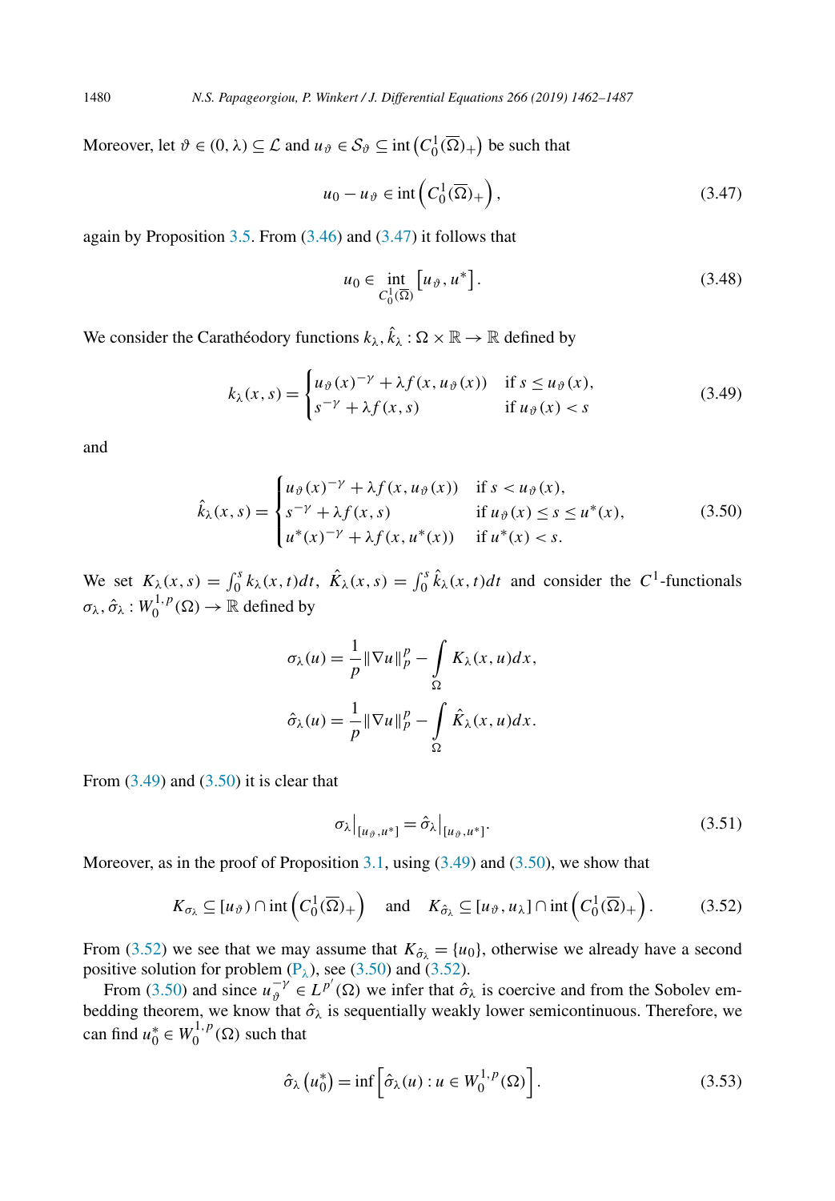Moreover, let $\vartheta \in (0, \lambda) \subseteq \mathcal{L}$ and $u_\vartheta \in \mathcal{S}_\vartheta \subseteq \operatorname{int}\left(C_0^1(\overline{\Omega})_+\right)$ be such that

$$u_0 - u_\vartheta \in \operatorname{int}\left(C_0^1(\overline{\Omega})_+\right), \tag{3.47}$$

again by Proposition 3.5. From (3.46) and (3.47) it follows that

$$u_0 \in \operatorname*{int}_{C_0^1(\overline{\Omega})}\left[u_\vartheta, u^*\right]. \tag{3.48}$$

We consider the Carathéodory functions $k_\lambda, \hat{k}_\lambda : \Omega \times \mathbb{R} \to \mathbb{R}$ defined by

$$k_\lambda(x,s) = \begin{cases} u_\vartheta(x)^{-\gamma} + \lambda f(x, u_\vartheta(x)) & \text{if } s \leq u_\vartheta(x), \\ s^{-\gamma} + \lambda f(x,s) & \text{if } u_\vartheta(x) < s \end{cases} \tag{3.49}$$

and

$$\hat{k}_\lambda(x,s) = \begin{cases} u_\vartheta(x)^{-\gamma} + \lambda f(x, u_\vartheta(x)) & \text{if } s < u_\vartheta(x), \\ s^{-\gamma} + \lambda f(x,s) & \text{if } u_\vartheta(x) \leq s \leq u^*(x), \\ u^*(x)^{-\gamma} + \lambda f(x, u^*(x)) & \text{if } u^*(x) < s. \end{cases} \tag{3.50}$$

We set $K_\lambda(x,s) = \int_0^s k_\lambda(x,t)dt$, $\hat{K}_\lambda(x,s) = \int_0^s \hat{k}_\lambda(x,t)dt$ and consider the $C^1$-functionals $\sigma_\lambda, \hat{\sigma}_\lambda : W_0^{1,p}(\Omega) \to \mathbb{R}$ defined by

$$\sigma_\lambda(u) = \frac{1}{p}\|\nabla u\|_p^p - \int_\Omega K_\lambda(x,u)dx,$$

$$\hat{\sigma}_\lambda(u) = \frac{1}{p}\|\nabla u\|_p^p - \int_\Omega \hat{K}_\lambda(x,u)dx.$$

From (3.49) and (3.50) it is clear that

$$\sigma_\lambda\big|_{[u_\vartheta, u^*]} = \hat{\sigma}_\lambda\big|_{[u_\vartheta, u^*]}. \tag{3.51}$$

Moreover, as in the proof of Proposition 3.1, using (3.49) and (3.50), we show that

$$K_{\sigma_\lambda} \subseteq [u_\vartheta) \cap \operatorname{int}\left(C_0^1(\overline{\Omega})_+\right) \quad \text{and} \quad K_{\hat{\sigma}_\lambda} \subseteq [u_\vartheta, u_\lambda] \cap \operatorname{int}\left(C_0^1(\overline{\Omega})_+\right). \tag{3.52}$$

From (3.52) we see that we may assume that $K_{\hat{\sigma}_\lambda} = \{u_0\}$, otherwise we already have a second positive solution for problem ($\mathrm{P}_\lambda$), see (3.50) and (3.52).

From (3.50) and since $u_\vartheta^{-\gamma} \in L^{p'}(\Omega)$ we infer that $\hat{\sigma}_\lambda$ is coercive and from the Sobolev embedding theorem, we know that $\hat{\sigma}_\lambda$ is sequentially weakly lower semicontinuous. Therefore, we can find $u_0^* \in W_0^{1,p}(\Omega)$ such that

$$\hat{\sigma}_\lambda\left(u_0^*\right) = \inf\left[\hat{\sigma}_\lambda(u) : u \in W_0^{1,p}(\Omega)\right]. \tag{3.53}$$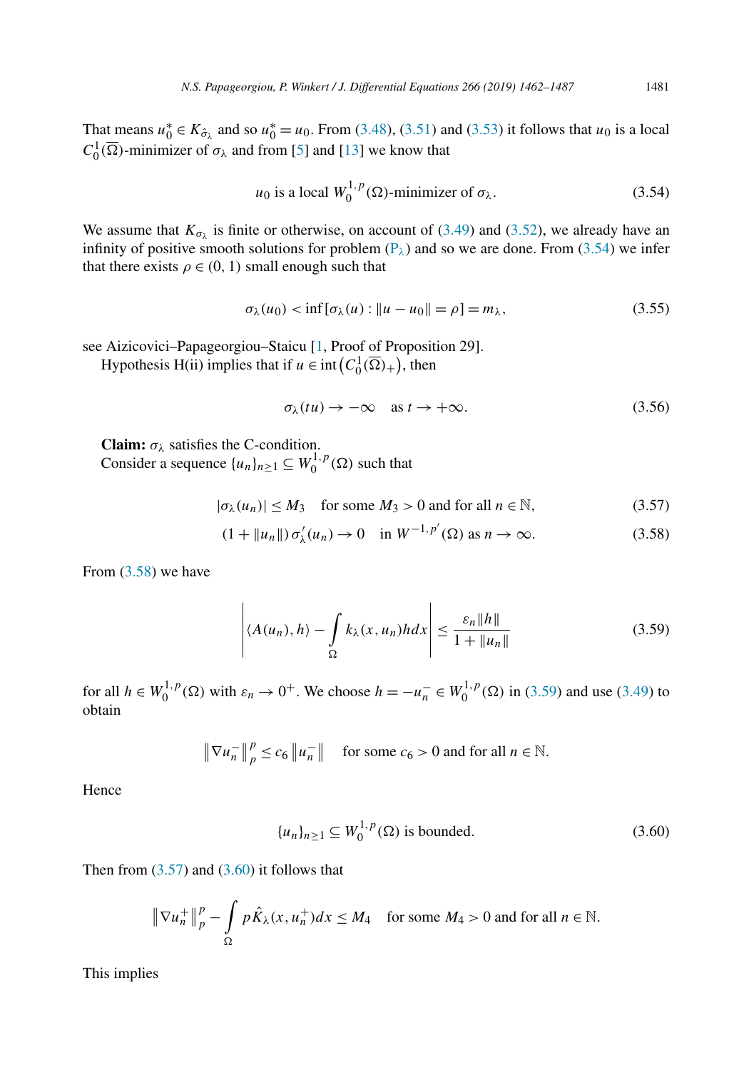That means $u_0^* \in K_{\hat{\sigma}_\lambda}$ and so $u_0^* = u_0$. From (3.48), (3.51) and (3.53) it follows that $u_0$ is a local $C_0^1(\overline{\Omega})$-minimizer of $\sigma_\lambda$ and from [5] and [13] we know that

$$u_0 \text{ is a local } W_0^{1,p}(\Omega)\text{-minimizer of } \sigma_\lambda. \tag{3.54}$$

We assume that $K_{\sigma_\lambda}$ is finite or otherwise, on account of (3.49) and (3.52), we already have an infinity of positive smooth solutions for problem ($\mathrm{P}_\lambda$) and so we are done. From (3.54) we infer that there exists $\rho \in (0,1)$ small enough such that

$$\sigma_\lambda(u_0) < \inf\left[\sigma_\lambda(u) : \|u - u_0\| = \rho\right] = m_\lambda, \tag{3.55}$$

see Aizicovici–Papageorgiou–Staicu [1, Proof of Proposition 29].

Hypothesis H(ii) implies that if $u \in \operatorname{int}\left(C_0^1(\overline{\Omega})_+\right)$, then

$$\sigma_\lambda(tu) \to -\infty \quad \text{as } t \to +\infty. \tag{3.56}$$

**Claim:** $\sigma_\lambda$ satisfies the C-condition.

Consider a sequence $\{u_n\}_{n\geq 1} \subseteq W_0^{1,p}(\Omega)$ such that

$$|\sigma_\lambda(u_n)| \leq M_3 \quad \text{for some } M_3 > 0 \text{ and for all } n \in \mathbb{N}, \tag{3.57}$$

$$(1 + \|u_n\|)\, \sigma_\lambda'(u_n) \to 0 \quad \text{in } W^{-1,p'}(\Omega) \text{ as } n \to \infty. \tag{3.58}$$

From (3.58) we have

$$\left| \langle A(u_n), h\rangle - \int_\Omega k_\lambda(x, u_n) h dx \right| \leq \frac{\varepsilon_n \|h\|}{1 + \|u_n\|} \tag{3.59}$$

for all $h \in W_0^{1,p}(\Omega)$ with $\varepsilon_n \to 0^+$. We choose $h = -u_n^- \in W_0^{1,p}(\Omega)$ in (3.59) and use (3.49) to obtain

$$\left\|\nabla u_n^-\right\|_p^p \leq c_6 \left\|u_n^-\right\| \quad \text{for some } c_6 > 0 \text{ and for all } n \in \mathbb{N}.$$

Hence

$$\{u_n\}_{n\geq 1} \subseteq W_0^{1,p}(\Omega) \text{ is bounded.} \tag{3.60}$$

Then from (3.57) and (3.60) it follows that

$$\left\|\nabla u_n^+\right\|_p^p - \int_\Omega p\hat{K}_\lambda(x, u_n^+) dx \leq M_4 \quad \text{for some } M_4 > 0 \text{ and for all } n \in \mathbb{N}.$$

This implies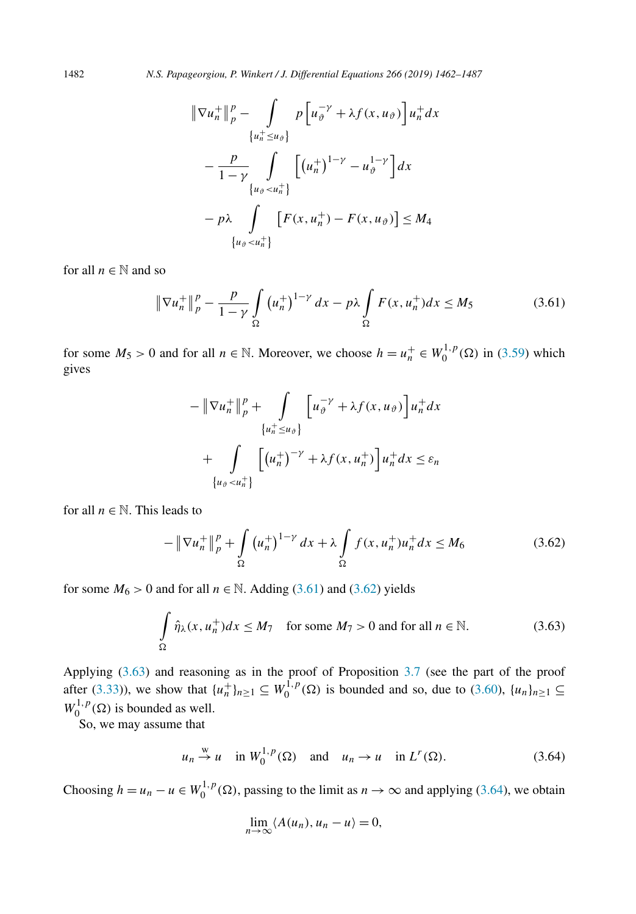$$\|\nabla u_n^+\|_p^p - \int_{\{u_n^+ \le u_\vartheta\}} p\left[u_\vartheta^{-\gamma} + \lambda f(x, u_\vartheta)\right] u_n^+ dx$$

$$- \frac{p}{1-\gamma} \int_{\{u_\vartheta < u_n^+\}} \left[\left(u_n^+\right)^{1-\gamma} - u_\vartheta^{1-\gamma}\right] dx$$

$$- p\lambda \int_{\{u_\vartheta < u_n^+\}} \left[F(x, u_n^+) - F(x, u_\vartheta)\right] \le M_4$$

for all $n \in \mathbb{N}$ and so

$$\|\nabla u_n^+\|_p^p - \frac{p}{1-\gamma} \int_\Omega \left(u_n^+\right)^{1-\gamma} dx - p\lambda \int_\Omega F(x, u_n^+) dx \le M_5 \tag{3.61}$$

for some $M_5 > 0$ and for all $n \in \mathbb{N}$. Moreover, we choose $h = u_n^+ \in W_0^{1,p}(\Omega)$ in (3.59) which gives

$$-\|\nabla u_n^+\|_p^p + \int_{\{u_n^+ \le u_\vartheta\}} \left[u_\vartheta^{-\gamma} + \lambda f(x, u_\vartheta)\right] u_n^+ dx$$

$$+ \int_{\{u_\vartheta < u_n^+\}} \left[\left(u_n^+\right)^{-\gamma} + \lambda f(x, u_n^+)\right] u_n^+ dx \le \varepsilon_n$$

for all $n \in \mathbb{N}$. This leads to

$$-\|\nabla u_n^+\|_p^p + \int_\Omega \left(u_n^+\right)^{1-\gamma} dx + \lambda \int_\Omega f(x, u_n^+) u_n^+ dx \le M_6 \tag{3.62}$$

for some $M_6 > 0$ and for all $n \in \mathbb{N}$. Adding (3.61) and (3.62) yields

$$\int_\Omega \hat{\eta}_\lambda(x, u_n^+) dx \le M_7 \quad \text{for some } M_7 > 0 \text{ and for all } n \in \mathbb{N}. \tag{3.63}$$

Applying (3.63) and reasoning as in the proof of Proposition 3.7 (see the part of the proof after (3.33)), we show that $\{u_n^+\}_{n \ge 1} \subseteq W_0^{1,p}(\Omega)$ is bounded and so, due to (3.60), $\{u_n\}_{n \ge 1} \subseteq W_0^{1,p}(\Omega)$ is bounded as well.

So, we may assume that

$$u_n \overset{w}{\to} u \quad \text{in } W_0^{1,p}(\Omega) \quad \text{and} \quad u_n \to u \quad \text{in } L^r(\Omega). \tag{3.64}$$

Choosing $h = u_n - u \in W_0^{1,p}(\Omega)$, passing to the limit as $n \to \infty$ and applying (3.64), we obtain

$$\lim_{n \to \infty} \langle A(u_n), u_n - u \rangle = 0,$$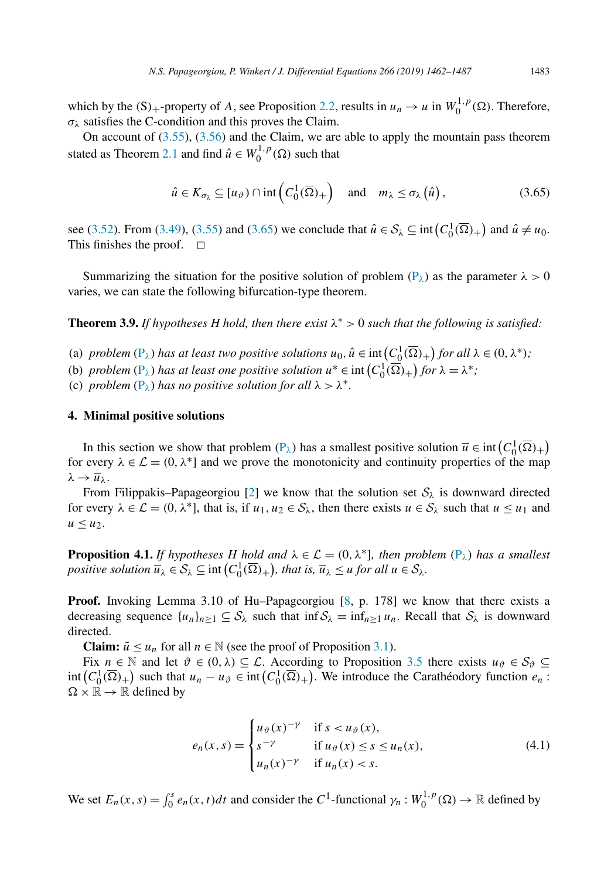which by the $(S)_+$-property of $A$, see Proposition 2.2, results in $u_n \to u$ in $W_0^{1,p}(\Omega)$. Therefore, $\sigma_\lambda$ satisfies the C-condition and this proves the Claim.

On account of (3.55), (3.56) and the Claim, we are able to apply the mountain pass theorem stated as Theorem 2.1 and find $\hat{u} \in W_0^{1,p}(\Omega)$ such that

$$\hat{u} \in K_{\sigma_\lambda} \subseteq [u_\vartheta) \cap \operatorname{int}\left(C_0^1(\overline{\Omega})_+\right) \quad \text{and} \quad m_\lambda \leq \sigma_\lambda\left(\hat{u}\right), \tag{3.65}$$

see (3.52). From (3.49), (3.55) and (3.65) we conclude that $\hat{u} \in \mathcal{S}_\lambda \subseteq \operatorname{int}\left(C_0^1(\overline{\Omega})_+\right)$ and $\hat{u} \neq u_0$. This finishes the proof. $\square$

Summarizing the situation for the positive solution of problem ($P_\lambda$) as the parameter $\lambda > 0$ varies, we can state the following bifurcation-type theorem.

**Theorem 3.9.** *If hypotheses H hold, then there exist $\lambda^* > 0$ such that the following is satisfied:*

(a) *problem ($P_\lambda$) has at least two positive solutions $u_0, \hat{u} \in \operatorname{int}\left(C_0^1(\overline{\Omega})_+\right)$ for all $\lambda \in (0, \lambda^*)$;*
(b) *problem ($P_\lambda$) has at least one positive solution $u^* \in \operatorname{int}\left(C_0^1(\overline{\Omega})_+\right)$ for $\lambda = \lambda^*$;*
(c) *problem ($P_\lambda$) has no positive solution for all $\lambda > \lambda^*$.*

## 4. Minimal positive solutions

In this section we show that problem ($P_\lambda$) has a smallest positive solution $\overline{u} \in \operatorname{int}\left(C_0^1(\overline{\Omega})_+\right)$ for every $\lambda \in \mathcal{L} = (0, \lambda^*]$ and we prove the monotonicity and continuity properties of the map $\lambda \to \overline{u}_\lambda$.

From Filippakis–Papageorgiou [2] we know that the solution set $\mathcal{S}_\lambda$ is downward directed for every $\lambda \in \mathcal{L} = (0, \lambda^*]$, that is, if $u_1, u_2 \in \mathcal{S}_\lambda$, then there exists $u \in \mathcal{S}_\lambda$ such that $u \leq u_1$ and $u \leq u_2$.

**Proposition 4.1.** *If hypotheses H hold and $\lambda \in \mathcal{L} = (0, \lambda^*]$, then problem ($P_\lambda$) has a smallest positive solution $\overline{u}_\lambda \in \mathcal{S}_\lambda \subseteq \operatorname{int}\left(C_0^1(\overline{\Omega})_+\right)$, that is, $\overline{u}_\lambda \leq u$ for all $u \in \mathcal{S}_\lambda$.*

**Proof.** Invoking Lemma 3.10 of Hu–Papageorgiou [8, p. 178] we know that there exists a decreasing sequence $\{u_n\}_{n\geq 1} \subseteq \mathcal{S}_\lambda$ such that $\inf \mathcal{S}_\lambda = \inf_{n\geq 1} u_n$. Recall that $\mathcal{S}_\lambda$ is downward directed.

**Claim:** $\tilde{u} \leq u_n$ for all $n \in \mathbb{N}$ (see the proof of Proposition 3.1).

Fix $n \in \mathbb{N}$ and let $\vartheta \in (0, \lambda) \subseteq \mathcal{L}$. According to Proposition 3.5 there exists $u_\vartheta \in \mathcal{S}_\vartheta \subseteq \operatorname{int}\left(C_0^1(\overline{\Omega})_+\right)$ such that $u_n - u_\vartheta \in \operatorname{int}\left(C_0^1(\overline{\Omega})_+\right)$. We introduce the Carathéodory function $e_n : \Omega \times \mathbb{R} \to \mathbb{R}$ defined by

$$e_n(x,s) = \begin{cases} u_\vartheta(x)^{-\gamma} & \text{if } s < u_\vartheta(x), \\ s^{-\gamma} & \text{if } u_\vartheta(x) \leq s \leq u_n(x), \\ u_n(x)^{-\gamma} & \text{if } u_n(x) < s. \end{cases} \tag{4.1}$$

We set $E_n(x,s) = \int_0^s e_n(x,t)dt$ and consider the $C^1$-functional $\gamma_n : W_0^{1,p}(\Omega) \to \mathbb{R}$ defined by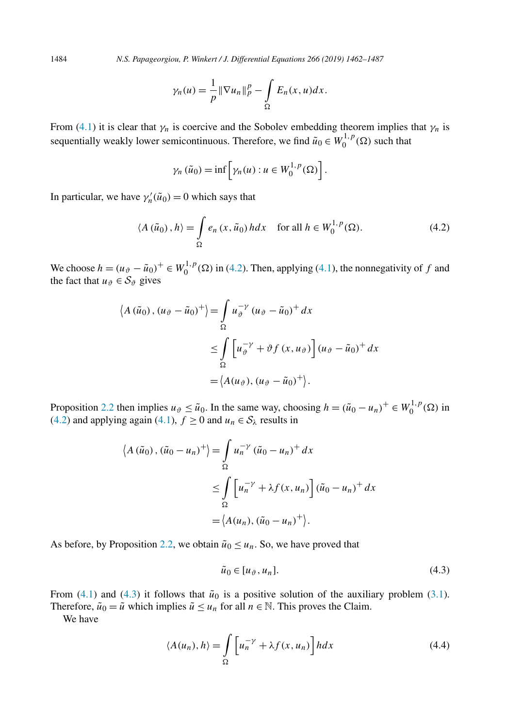$$\gamma_n(u) = \frac{1}{p}\|\nabla u_n\|_p^p - \int_\Omega E_n(x,u)dx.$$

From (4.1) it is clear that $\gamma_n$ is coercive and the Sobolev embedding theorem implies that $\gamma_n$ is sequentially weakly lower semicontinuous. Therefore, we find $\tilde{u}_0 \in W_0^{1,p}(\Omega)$ such that

$$\gamma_n(\tilde{u}_0) = \inf\left[\gamma_n(u) : u \in W_0^{1,p}(\Omega)\right].$$

In particular, we have $\gamma_n'(\tilde{u}_0) = 0$ which says that

$$\langle A(\tilde{u}_0), h\rangle = \int_\Omega e_n(x,\tilde{u}_0)h dx \quad \text{for all } h \in W_0^{1,p}(\Omega). \tag{4.2}$$

We choose $h = (u_\vartheta - \tilde{u}_0)^+ \in W_0^{1,p}(\Omega)$ in (4.2). Then, applying (4.1), the nonnegativity of $f$ and the fact that $u_\vartheta \in \mathcal{S}_\vartheta$ gives

$$\begin{aligned}
\left\langle A(\tilde{u}_0), (u_\vartheta - \tilde{u}_0)^+\right\rangle &= \int_\Omega u_\vartheta^{-\gamma}(u_\vartheta - \tilde{u}_0)^+ dx \\
&\leq \int_\Omega \left[u_\vartheta^{-\gamma} + \vartheta f(x,u_\vartheta)\right](u_\vartheta - \tilde{u}_0)^+ dx \\
&= \left\langle A(u_\vartheta), (u_\vartheta - \tilde{u}_0)^+\right\rangle.
\end{aligned}$$

Proposition 2.2 then implies $u_\vartheta \leq \tilde{u}_0$. In the same way, choosing $h = (\tilde{u}_0 - u_n)^+ \in W_0^{1,p}(\Omega)$ in (4.2) and applying again (4.1), $f \geq 0$ and $u_n \in \mathcal{S}_\lambda$ results in

$$\begin{aligned}
\left\langle A(\tilde{u}_0), (\tilde{u}_0 - u_n)^+\right\rangle &= \int_\Omega u_n^{-\gamma}(\tilde{u}_0 - u_n)^+ dx \\
&\leq \int_\Omega \left[u_n^{-\gamma} + \lambda f(x,u_n)\right](\tilde{u}_0 - u_n)^+ dx \\
&= \left\langle A(u_n), (\tilde{u}_0 - u_n)^+\right\rangle.
\end{aligned}$$

As before, by Proposition 2.2, we obtain $\tilde{u}_0 \leq u_n$. So, we have proved that

$$\tilde{u}_0 \in [u_\vartheta, u_n]. \tag{4.3}$$

From (4.1) and (4.3) it follows that $\tilde{u}_0$ is a positive solution of the auxiliary problem (3.1). Therefore, $\tilde{u}_0 = \tilde{u}$ which implies $\tilde{u} \leq u_n$ for all $n \in \mathbb{N}$. This proves the Claim.

We have

$$\langle A(u_n), h\rangle = \int_\Omega \left[u_n^{-\gamma} + \lambda f(x,u_n)\right] h dx \tag{4.4}$$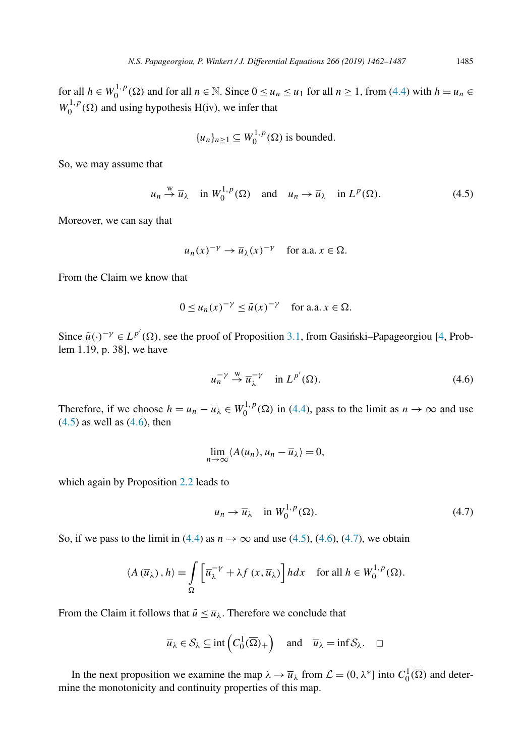for all $h \in W_0^{1,p}(\Omega)$ and for all $n \in \mathbb{N}$. Since $0 \le u_n \le u_1$ for all $n \ge 1$, from (4.4) with $h = u_n \in W_0^{1,p}(\Omega)$ and using hypothesis H(iv), we infer that

$$\{u_n\}_{n\ge 1} \subseteq W_0^{1,p}(\Omega) \text{ is bounded.}$$

So, we may assume that

$$u_n \xrightarrow{\text{w}} \overline{u}_\lambda \quad \text{in } W_0^{1,p}(\Omega) \quad \text{and} \quad u_n \to \overline{u}_\lambda \quad \text{in } L^p(\Omega). \tag{4.5}$$

Moreover, we can say that

$$u_n(x)^{-\gamma} \to \overline{u}_\lambda(x)^{-\gamma} \quad \text{for a.a. } x \in \Omega.$$

From the Claim we know that

$$0 \le u_n(x)^{-\gamma} \le \tilde{u}(x)^{-\gamma} \quad \text{for a.a. } x \in \Omega.$$

Since $\tilde{u}(\cdot)^{-\gamma} \in L^{p'}(\Omega)$, see the proof of Proposition 3.1, from Gasiński–Papageorgiou [4, Problem 1.19, p. 38], we have

$$u_n^{-\gamma} \xrightarrow{\text{w}} \overline{u}_\lambda^{-\gamma} \quad \text{in } L^{p'}(\Omega). \tag{4.6}$$

Therefore, if we choose $h = u_n - \overline{u}_\lambda \in W_0^{1,p}(\Omega)$ in (4.4), pass to the limit as $n \to \infty$ and use (4.5) as well as (4.6), then

$$\lim_{n\to\infty} \langle A(u_n), u_n - \overline{u}_\lambda \rangle = 0,$$

which again by Proposition 2.2 leads to

$$u_n \to \overline{u}_\lambda \quad \text{in } W_0^{1,p}(\Omega). \tag{4.7}$$

So, if we pass to the limit in (4.4) as $n \to \infty$ and use (4.5), (4.6), (4.7), we obtain

$$\langle A(\overline{u}_\lambda), h \rangle = \int_\Omega \left[ \overline{u}_\lambda^{-\gamma} + \lambda f(x, \overline{u}_\lambda) \right] h dx \quad \text{for all } h \in W_0^{1,p}(\Omega).$$

From the Claim it follows that $\tilde{u} \le \overline{u}_\lambda$. Therefore we conclude that

$$\overline{u}_\lambda \in \mathcal{S}_\lambda \subseteq \operatorname{int}\left(C_0^1(\overline{\Omega})_+\right) \quad \text{and} \quad \overline{u}_\lambda = \inf \mathcal{S}_\lambda. \quad \square$$

In the next proposition we examine the map $\lambda \to \overline{u}_\lambda$ from $\mathcal{L} = (0, \lambda^*]$ into $C_0^1(\overline{\Omega})$ and determine the monotonicity and continuity properties of this map.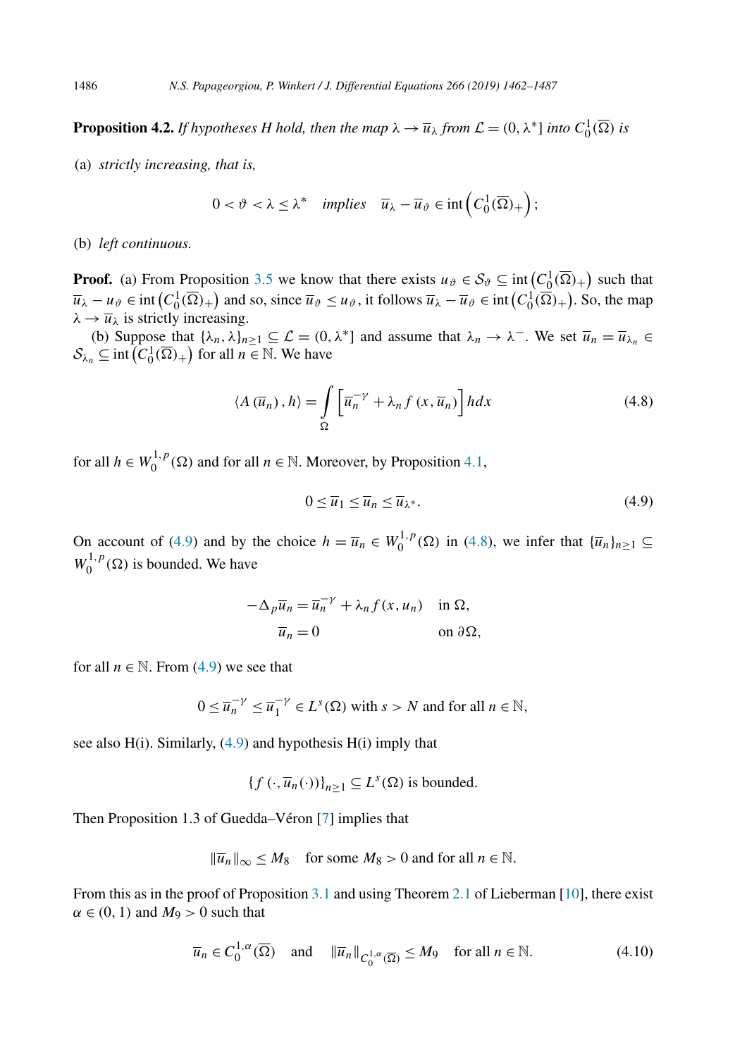**Proposition 4.2.** *If hypotheses H hold, then the map $\lambda \to \overline{u}_\lambda$ from $\mathcal{L} = (0, \lambda^*]$ into $C_0^1(\overline{\Omega})$ is*

(a) *strictly increasing, that is,*

$$0 < \vartheta < \lambda \leq \lambda^* \quad \text{implies} \quad \overline{u}_\lambda - \overline{u}_\vartheta \in \operatorname{int}\left(C_0^1(\overline{\Omega})_+\right);$$

(b) *left continuous.*

**Proof.** (a) From Proposition 3.5 we know that there exists $u_\vartheta \in \mathcal{S}_\vartheta \subseteq \operatorname{int}\left(C_0^1(\overline{\Omega})_+\right)$ such that $\overline{u}_\lambda - u_\vartheta \in \operatorname{int}\left(C_0^1(\overline{\Omega})_+\right)$ and so, since $\overline{u}_\vartheta \leq u_\vartheta$, it follows $\overline{u}_\lambda - \overline{u}_\vartheta \in \operatorname{int}\left(C_0^1(\overline{\Omega})_+\right)$. So, the map $\lambda \to \overline{u}_\lambda$ is strictly increasing.

(b) Suppose that $\{\lambda_n, \lambda\}_{n \geq 1} \subseteq \mathcal{L} = (0, \lambda^*]$ and assume that $\lambda_n \to \lambda^-$. We set $\overline{u}_n = \overline{u}_{\lambda_n} \in \mathcal{S}_{\lambda_n} \subseteq \operatorname{int}\left(C_0^1(\overline{\Omega})_+\right)$ for all $n \in \mathbb{N}$. We have

$$\langle A\left(\overline{u}_n\right), h\rangle = \int_\Omega \left[\overline{u}_n^{-\gamma} + \lambda_n f\left(x, \overline{u}_n\right)\right] h dx \tag{4.8}$$

for all $h \in W_0^{1,p}(\Omega)$ and for all $n \in \mathbb{N}$. Moreover, by Proposition 4.1,

$$0 \leq \overline{u}_1 \leq \overline{u}_n \leq \overline{u}_{\lambda^*}. \tag{4.9}$$

On account of (4.9) and by the choice $h = \overline{u}_n \in W_0^{1,p}(\Omega)$ in (4.8), we infer that $\{\overline{u}_n\}_{n \geq 1} \subseteq W_0^{1,p}(\Omega)$ is bounded. We have

$$\begin{aligned} -\Delta_p \overline{u}_n &= \overline{u}_n^{-\gamma} + \lambda_n f(x, u_n) \quad && \text{in } \Omega, \\ \overline{u}_n &= 0 && \text{on } \partial\Omega, \end{aligned}$$

for all $n \in \mathbb{N}$. From (4.9) we see that

$$0 \leq \overline{u}_n^{-\gamma} \leq \overline{u}_1^{-\gamma} \in L^s(\Omega) \text{ with } s > N \text{ and for all } n \in \mathbb{N},$$

see also H(i). Similarly, (4.9) and hypothesis H(i) imply that

$$\{f(\cdot, \overline{u}_n(\cdot))\}_{n \geq 1} \subseteq L^s(\Omega) \text{ is bounded.}$$

Then Proposition 1.3 of Guedda–Véron [7] implies that

$$\|\overline{u}_n\|_\infty \leq M_8 \quad \text{for some } M_8 > 0 \text{ and for all } n \in \mathbb{N}.$$

From this as in the proof of Proposition 3.1 and using Theorem 2.1 of Lieberman [10], there exist $\alpha \in (0, 1)$ and $M_9 > 0$ such that

$$\overline{u}_n \in C_0^{1,\alpha}(\overline{\Omega}) \quad \text{and} \quad \|\overline{u}_n\|_{C_0^{1,\alpha}(\overline{\Omega})} \leq M_9 \quad \text{for all } n \in \mathbb{N}. \tag{4.10}$$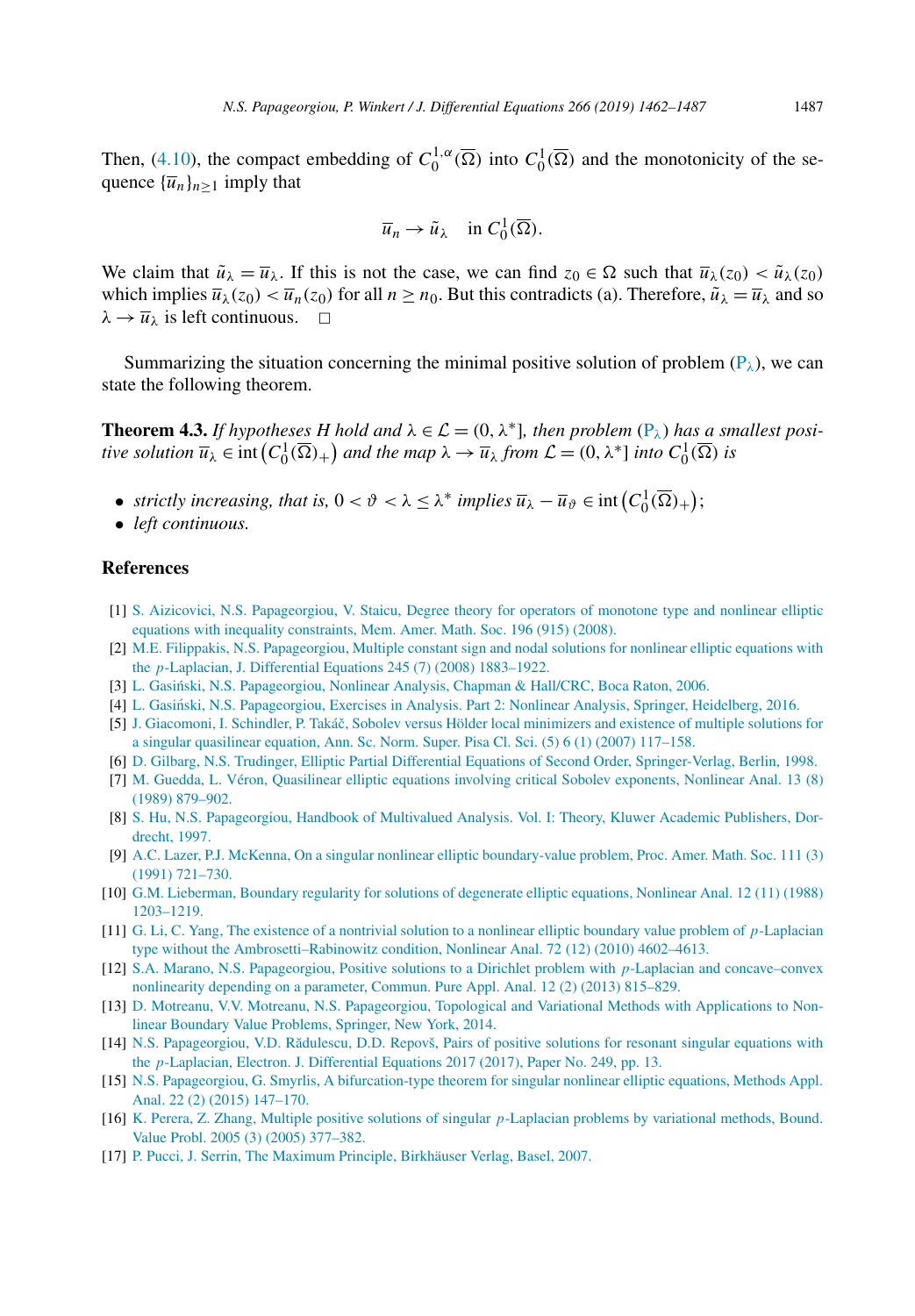Then, (4.10), the compact embedding of $C_0^{1,\alpha}(\overline{\Omega})$ into $C_0^1(\overline{\Omega})$ and the monotonicity of the sequence $\{\overline{u}_n\}_{n\geq 1}$ imply that

$$\overline{u}_n \to \tilde{u}_\lambda \quad \text{in } C_0^1(\overline{\Omega}).$$

We claim that $\tilde{u}_\lambda = \overline{u}_\lambda$. If this is not the case, we can find $z_0 \in \Omega$ such that $\overline{u}_\lambda(z_0) < \tilde{u}_\lambda(z_0)$ which implies $\overline{u}_\lambda(z_0) < \overline{u}_n(z_0)$ for all $n \geq n_0$. But this contradicts (a). Therefore, $\tilde{u}_\lambda = \overline{u}_\lambda$ and so $\lambda \to \overline{u}_\lambda$ is left continuous. $\square$

Summarizing the situation concerning the minimal positive solution of problem ($\mathrm{P}_\lambda$), we can state the following theorem.

**Theorem 4.3.** *If hypotheses H hold and* $\lambda \in \mathcal{L} = (0, \lambda^*]$*, then problem* ($\mathrm{P}_\lambda$) *has a smallest positive solution* $\overline{u}_\lambda \in \operatorname{int}\left(C_0^1(\overline{\Omega})_+\right)$ *and the map* $\lambda \to \overline{u}_\lambda$ *from* $\mathcal{L} = (0, \lambda^*]$ *into* $C_0^1(\overline{\Omega})$ *is*

- *strictly increasing, that is,* $0 < \vartheta < \lambda \leq \lambda^*$ *implies* $\overline{u}_\lambda - \overline{u}_\vartheta \in \operatorname{int}\left(C_0^1(\overline{\Omega})_+\right)$;
- *left continuous.*

## References

[1] S. Aizicovici, N.S. Papageorgiou, V. Staicu, Degree theory for operators of monotone type and nonlinear elliptic equations with inequality constraints, Mem. Amer. Math. Soc. 196 (915) (2008).

[2] M.E. Filippakis, N.S. Papageorgiou, Multiple constant sign and nodal solutions for nonlinear elliptic equations with the $p$-Laplacian, J. Differential Equations 245 (7) (2008) 1883–1922.

[3] L. Gasiński, N.S. Papageorgiou, Nonlinear Analysis, Chapman & Hall/CRC, Boca Raton, 2006.

[4] L. Gasiński, N.S. Papageorgiou, Exercises in Analysis. Part 2: Nonlinear Analysis, Springer, Heidelberg, 2016.

[5] J. Giacomoni, I. Schindler, P. Takáč, Sobolev versus Hölder local minimizers and existence of multiple solutions for a singular quasilinear equation, Ann. Sc. Norm. Super. Pisa Cl. Sci. (5) 6 (1) (2007) 117–158.

[6] D. Gilbarg, N.S. Trudinger, Elliptic Partial Differential Equations of Second Order, Springer-Verlag, Berlin, 1998.

[7] M. Guedda, L. Véron, Quasilinear elliptic equations involving critical Sobolev exponents, Nonlinear Anal. 13 (8) (1989) 879–902.

[8] S. Hu, N.S. Papageorgiou, Handbook of Multivalued Analysis. Vol. I: Theory, Kluwer Academic Publishers, Dordrecht, 1997.

[9] A.C. Lazer, P.J. McKenna, On a singular nonlinear elliptic boundary-value problem, Proc. Amer. Math. Soc. 111 (3) (1991) 721–730.

[10] G.M. Lieberman, Boundary regularity for solutions of degenerate elliptic equations, Nonlinear Anal. 12 (11) (1988) 1203–1219.

[11] G. Li, C. Yang, The existence of a nontrivial solution to a nonlinear elliptic boundary value problem of $p$-Laplacian type without the Ambrosetti–Rabinowitz condition, Nonlinear Anal. 72 (12) (2010) 4602–4613.

[12] S.A. Marano, N.S. Papageorgiou, Positive solutions to a Dirichlet problem with $p$-Laplacian and concave–convex nonlinearity depending on a parameter, Commun. Pure Appl. Anal. 12 (2) (2013) 815–829.

[13] D. Motreanu, V.V. Motreanu, N.S. Papageorgiou, Topological and Variational Methods with Applications to Nonlinear Boundary Value Problems, Springer, New York, 2014.

[14] N.S. Papageorgiou, V.D. Rădulescu, D.D. Repovš, Pairs of positive solutions for resonant singular equations with the $p$-Laplacian, Electron. J. Differential Equations 2017 (2017), Paper No. 249, pp. 13.

[15] N.S. Papageorgiou, G. Smyrlis, A bifurcation-type theorem for singular nonlinear elliptic equations, Methods Appl. Anal. 22 (2) (2015) 147–170.

[16] K. Perera, Z. Zhang, Multiple positive solutions of singular $p$-Laplacian problems by variational methods, Bound. Value Probl. 2005 (3) (2005) 377–382.

[17] P. Pucci, J. Serrin, The Maximum Principle, Birkhäuser Verlag, Basel, 2007.